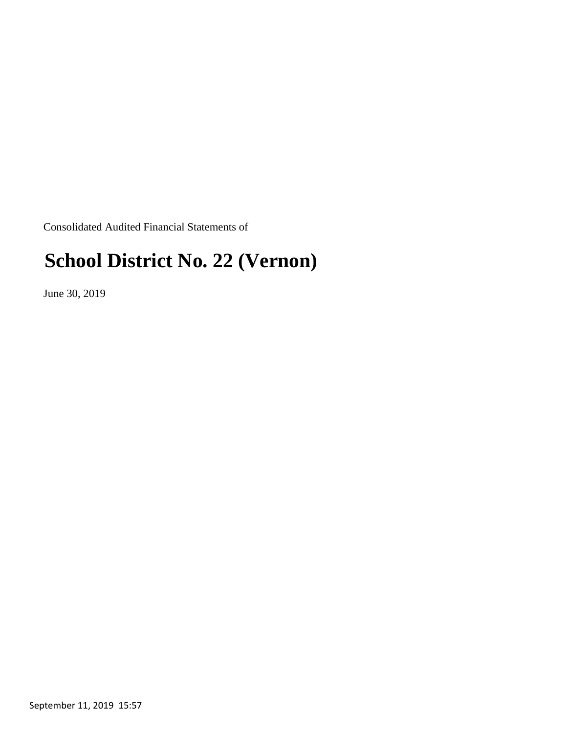Consolidated Audited Financial Statements of

# School District No. 22 (Vernon)

June 30, 2019

September 11, 2019 15:57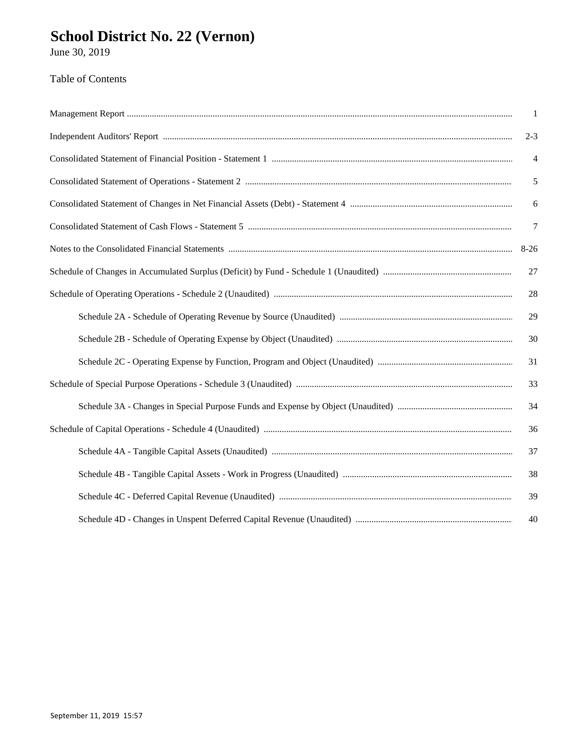# School District No. 22 (Vernon)

June 30, 2019

Table of Contents

| | |
|---|---|
| Management Report | 1 |
| Independent Auditors' Report | 2-3 |
| Consolidated Statement of Financial Position - Statement 1 | 4 |
| Consolidated Statement of Operations - Statement 2 | 5 |
| Consolidated Statement of Changes in Net Financial Assets (Debt) - Statement 4 | 6 |
| Consolidated Statement of Cash Flows - Statement 5 | 7 |
| Notes to the Consolidated Financial Statements | 8-26 |
| Schedule of Changes in Accumulated Surplus (Deficit) by Fund - Schedule 1 (Unaudited) | 27 |
| Schedule of Operating Operations - Schedule 2 (Unaudited) | 28 |
| Schedule 2A - Schedule of Operating Revenue by Source (Unaudited) | 29 |
| Schedule 2B - Schedule of Operating Expense by Object (Unaudited) | 30 |
| Schedule 2C - Operating Expense by Function, Program and Object (Unaudited) | 31 |
| Schedule of Special Purpose Operations - Schedule 3 (Unaudited) | 33 |
| Schedule 3A - Changes in Special Purpose Funds and Expense by Object (Unaudited) | 34 |
| Schedule of Capital Operations - Schedule 4 (Unaudited) | 36 |
| Schedule 4A - Tangible Capital Assets (Unaudited) | 37 |
| Schedule 4B - Tangible Capital Assets - Work in Progress (Unaudited) | 38 |
| Schedule 4C - Deferred Capital Revenue (Unaudited) | 39 |
| Schedule 4D - Changes in Unspent Deferred Capital Revenue (Unaudited) | 40 |

September 11, 2019 15:57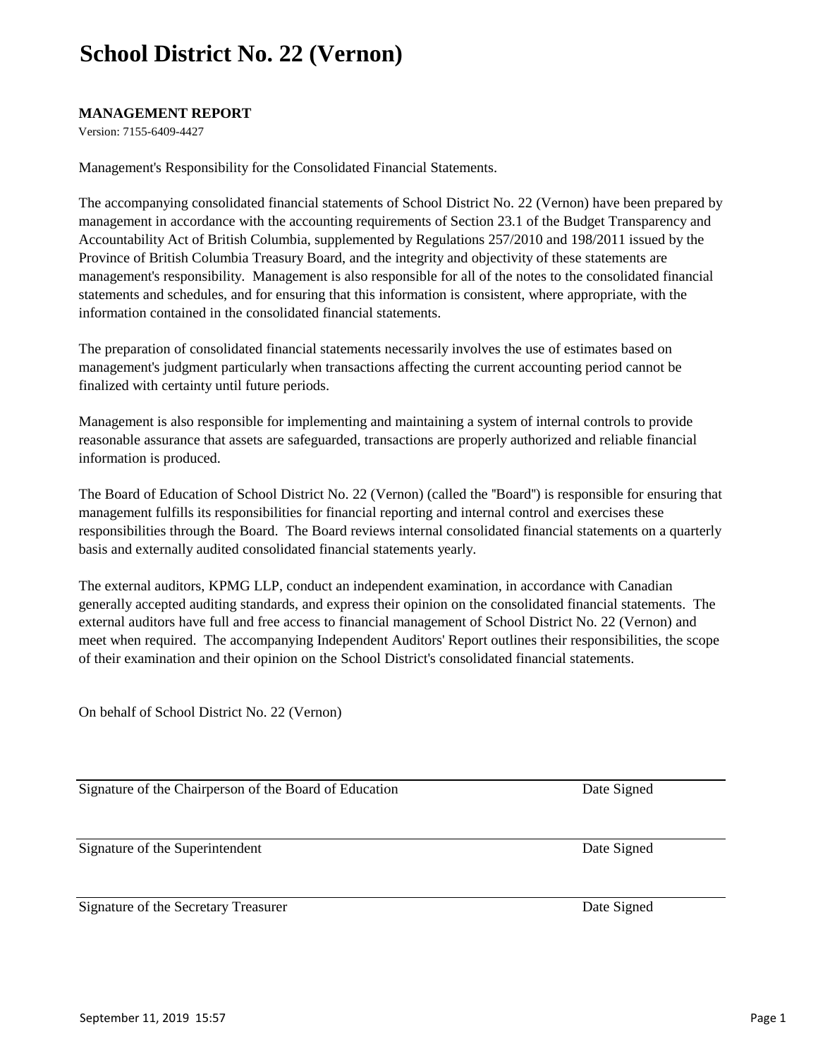# School District No. 22 (Vernon)

**MANAGEMENT REPORT**

Version: 7155-6409-4427

Management's Responsibility for the Consolidated Financial Statements.

The accompanying consolidated financial statements of School District No. 22 (Vernon) have been prepared by management in accordance with the accounting requirements of Section 23.1 of the Budget Transparency and Accountability Act of British Columbia, supplemented by Regulations 257/2010 and 198/2011 issued by the Province of British Columbia Treasury Board, and the integrity and objectivity of these statements are management's responsibility. Management is also responsible for all of the notes to the consolidated financial statements and schedules, and for ensuring that this information is consistent, where appropriate, with the information contained in the consolidated financial statements.

The preparation of consolidated financial statements necessarily involves the use of estimates based on management's judgment particularly when transactions affecting the current accounting period cannot be finalized with certainty until future periods.

Management is also responsible for implementing and maintaining a system of internal controls to provide reasonable assurance that assets are safeguarded, transactions are properly authorized and reliable financial information is produced.

The Board of Education of School District No. 22 (Vernon) (called the "Board") is responsible for ensuring that management fulfills its responsibilities for financial reporting and internal control and exercises these responsibilities through the Board. The Board reviews internal consolidated financial statements on a quarterly basis and externally audited consolidated financial statements yearly.

The external auditors, KPMG LLP, conduct an independent examination, in accordance with Canadian generally accepted auditing standards, and express their opinion on the consolidated financial statements. The external auditors have full and free access to financial management of School District No. 22 (Vernon) and meet when required. The accompanying Independent Auditors' Report outlines their responsibilities, the scope of their examination and their opinion on the School District's consolidated financial statements.

On behalf of School District No. 22 (Vernon)

Signature of the Chairperson of the Board of Education — Date Signed

Signature of the Superintendent — Date Signed

Signature of the Secretary Treasurer — Date Signed

September 11, 2019 15:57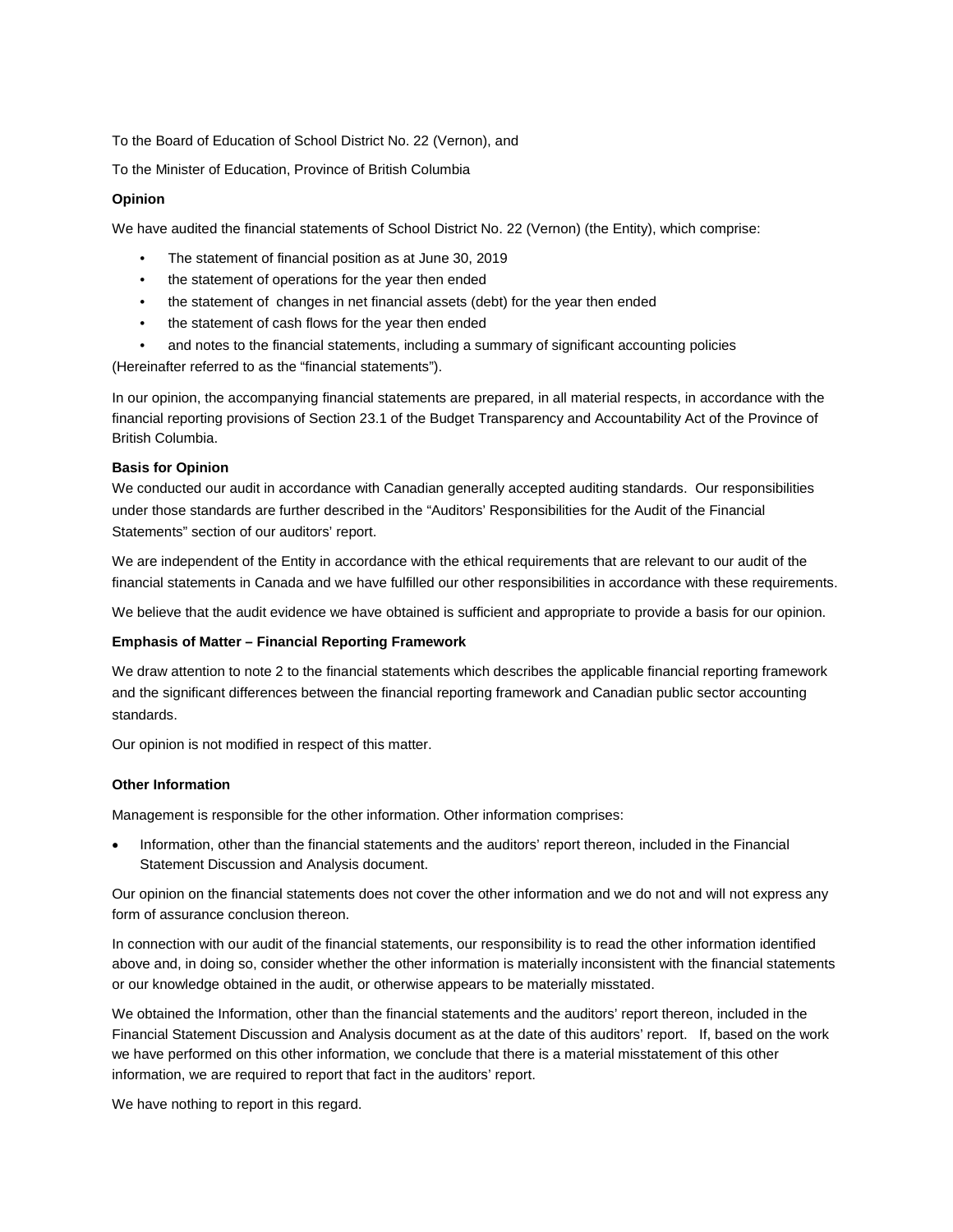To the Board of Education of School District No. 22 (Vernon), and

To the Minister of Education, Province of British Columbia

**Opinion**

We have audited the financial statements of School District No. 22 (Vernon) (the Entity), which comprise:

- The statement of financial position as at June 30, 2019
- the statement of operations for the year then ended
- the statement of changes in net financial assets (debt) for the year then ended
- the statement of cash flows for the year then ended
- and notes to the financial statements, including a summary of significant accounting policies

(Hereinafter referred to as the "financial statements").

In our opinion, the accompanying financial statements are prepared, in all material respects, in accordance with the financial reporting provisions of Section 23.1 of the Budget Transparency and Accountability Act of the Province of British Columbia.

**Basis for Opinion**

We conducted our audit in accordance with Canadian generally accepted auditing standards. Our responsibilities under those standards are further described in the "Auditors' Responsibilities for the Audit of the Financial Statements" section of our auditors' report.

We are independent of the Entity in accordance with the ethical requirements that are relevant to our audit of the financial statements in Canada and we have fulfilled our other responsibilities in accordance with these requirements.

We believe that the audit evidence we have obtained is sufficient and appropriate to provide a basis for our opinion.

**Emphasis of Matter – Financial Reporting Framework**

We draw attention to note 2 to the financial statements which describes the applicable financial reporting framework and the significant differences between the financial reporting framework and Canadian public sector accounting standards.

Our opinion is not modified in respect of this matter.

**Other Information**

Management is responsible for the other information. Other information comprises:

- Information, other than the financial statements and the auditors' report thereon, included in the Financial Statement Discussion and Analysis document.

Our opinion on the financial statements does not cover the other information and we do not and will not express any form of assurance conclusion thereon.

In connection with our audit of the financial statements, our responsibility is to read the other information identified above and, in doing so, consider whether the other information is materially inconsistent with the financial statements or our knowledge obtained in the audit, or otherwise appears to be materially misstated.

We obtained the Information, other than the financial statements and the auditors' report thereon, included in the Financial Statement Discussion and Analysis document as at the date of this auditors' report. If, based on the work we have performed on this other information, we conclude that there is a material misstatement of this other information, we are required to report that fact in the auditors' report.

We have nothing to report in this regard.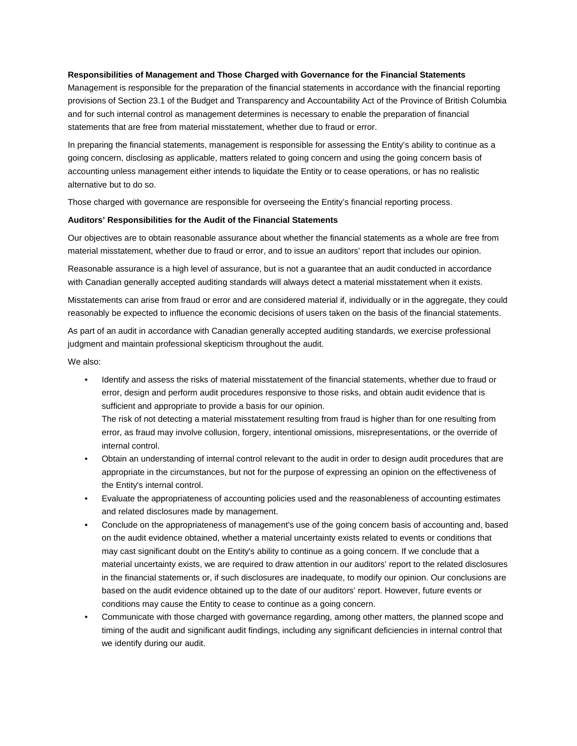**Responsibilities of Management and Those Charged with Governance for the Financial Statements**

Management is responsible for the preparation of the financial statements in accordance with the financial reporting provisions of Section 23.1 of the Budget and Transparency and Accountability Act of the Province of British Columbia and for such internal control as management determines is necessary to enable the preparation of financial statements that are free from material misstatement, whether due to fraud or error.

In preparing the financial statements, management is responsible for assessing the Entity's ability to continue as a going concern, disclosing as applicable, matters related to going concern and using the going concern basis of accounting unless management either intends to liquidate the Entity or to cease operations, or has no realistic alternative but to do so.

Those charged with governance are responsible for overseeing the Entity's financial reporting process.

**Auditors' Responsibilities for the Audit of the Financial Statements**

Our objectives are to obtain reasonable assurance about whether the financial statements as a whole are free from material misstatement, whether due to fraud or error, and to issue an auditors' report that includes our opinion.

Reasonable assurance is a high level of assurance, but is not a guarantee that an audit conducted in accordance with Canadian generally accepted auditing standards will always detect a material misstatement when it exists.

Misstatements can arise from fraud or error and are considered material if, individually or in the aggregate, they could reasonably be expected to influence the economic decisions of users taken on the basis of the financial statements.

As part of an audit in accordance with Canadian generally accepted auditing standards, we exercise professional judgment and maintain professional skepticism throughout the audit.

We also:

- Identify and assess the risks of material misstatement of the financial statements, whether due to fraud or error, design and perform audit procedures responsive to those risks, and obtain audit evidence that is sufficient and appropriate to provide a basis for our opinion.
  The risk of not detecting a material misstatement resulting from fraud is higher than for one resulting from error, as fraud may involve collusion, forgery, intentional omissions, misrepresentations, or the override of internal control.
- Obtain an understanding of internal control relevant to the audit in order to design audit procedures that are appropriate in the circumstances, but not for the purpose of expressing an opinion on the effectiveness of the Entity's internal control.
- Evaluate the appropriateness of accounting policies used and the reasonableness of accounting estimates and related disclosures made by management.
- Conclude on the appropriateness of management's use of the going concern basis of accounting and, based on the audit evidence obtained, whether a material uncertainty exists related to events or conditions that may cast significant doubt on the Entity's ability to continue as a going concern. If we conclude that a material uncertainty exists, we are required to draw attention in our auditors' report to the related disclosures in the financial statements or, if such disclosures are inadequate, to modify our opinion. Our conclusions are based on the audit evidence obtained up to the date of our auditors' report. However, future events or conditions may cause the Entity to cease to continue as a going concern.
- Communicate with those charged with governance regarding, among other matters, the planned scope and timing of the audit and significant audit findings, including any significant deficiencies in internal control that we identify during our audit.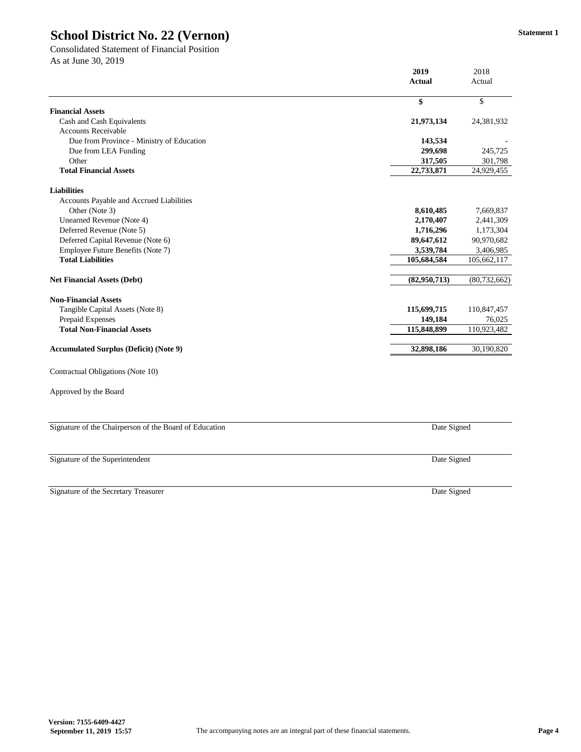# School District No. 22 (Vernon)

Statement 1

Consolidated Statement of Financial Position
As at June 30, 2019

| | 2019 Actual | 2018 Actual |
|---|---|---|
| | $ | $ |
| **Financial Assets** | | |
| Cash and Cash Equivalents | **21,973,134** | 24,381,932 |
| Accounts Receivable | | |
| Due from Province - Ministry of Education | **143,534** | - |
| Due from LEA Funding | **299,698** | 245,725 |
| Other | **317,505** | 301,798 |
| **Total Financial Assets** | **22,733,871** | 24,929,455 |
| | | |
| **Liabilities** | | |
| Accounts Payable and Accrued Liabilities | | |
| Other (Note 3) | **8,610,485** | 7,669,837 |
| Unearned Revenue (Note 4) | **2,170,407** | 2,441,309 |
| Deferred Revenue (Note 5) | **1,716,296** | 1,173,304 |
| Deferred Capital Revenue (Note 6) | **89,647,612** | 90,970,682 |
| Employee Future Benefits (Note 7) | **3,539,784** | 3,406,985 |
| **Total Liabilities** | **105,684,584** | 105,662,117 |
| | | |
| **Net Financial Assets (Debt)** | **(82,950,713)** | (80,732,662) |
| | | |
| **Non-Financial Assets** | | |
| Tangible Capital Assets (Note 8) | **115,699,715** | 110,847,457 |
| Prepaid Expenses | **149,184** | 76,025 |
| **Total Non-Financial Assets** | **115,848,899** | 110,923,482 |
| | | |
| **Accumulated Surplus (Deficit) (Note 9)** | **32,898,186** | 30,190,820 |

Contractual Obligations (Note 10)

Approved by the Board

Signature of the Chairperson of the Board of Education — Date Signed

Signature of the Superintendent — Date Signed

Signature of the Secretary Treasurer — Date Signed

Version: 7155-6409-4427
September 11, 2019 15:57

The accompanying notes are an integral part of these financial statements.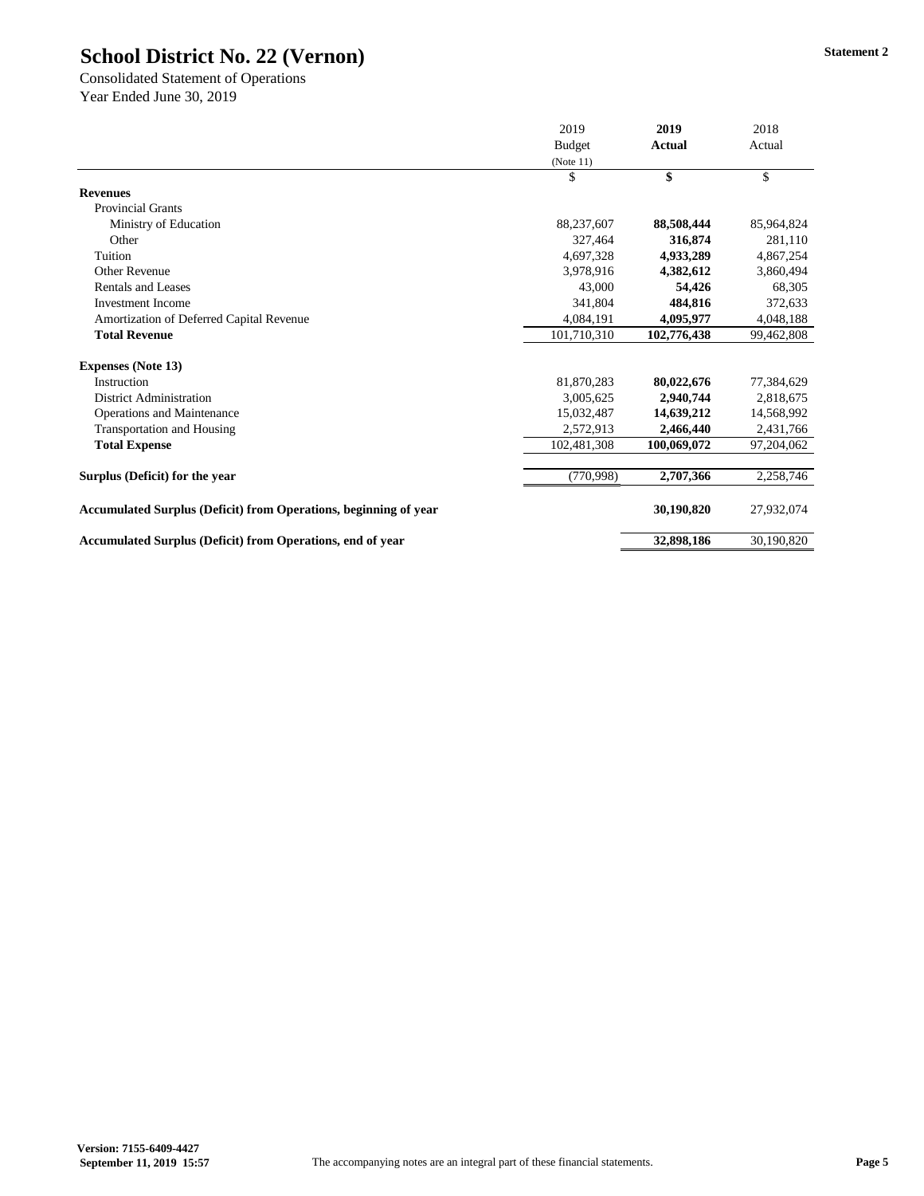# School District No. 22 (Vernon)

Statement 2

Consolidated Statement of Operations
Year Ended June 30, 2019

| | 2019 Budget (Note 11) | **2019 Actual** | 2018 Actual |
|---|---|---|---|
| | $ | **$** | $ |
| **Revenues** | | | |
| Provincial Grants | | | |
| Ministry of Education | 88,237,607 | **88,508,444** | 85,964,824 |
| Other | 327,464 | **316,874** | 281,110 |
| Tuition | 4,697,328 | **4,933,289** | 4,867,254 |
| Other Revenue | 3,978,916 | **4,382,612** | 3,860,494 |
| Rentals and Leases | 43,000 | **54,426** | 68,305 |
| Investment Income | 341,804 | **484,816** | 372,633 |
| Amortization of Deferred Capital Revenue | 4,084,191 | **4,095,977** | 4,048,188 |
| **Total Revenue** | 101,710,310 | **102,776,438** | 99,462,808 |
| **Expenses (Note 13)** | | | |
| Instruction | 81,870,283 | **80,022,676** | 77,384,629 |
| District Administration | 3,005,625 | **2,940,744** | 2,818,675 |
| Operations and Maintenance | 15,032,487 | **14,639,212** | 14,568,992 |
| Transportation and Housing | 2,572,913 | **2,466,440** | 2,431,766 |
| **Total Expense** | 102,481,308 | **100,069,072** | 97,204,062 |
| **Surplus (Deficit) for the year** | (770,998) | **2,707,366** | 2,258,746 |
| **Accumulated Surplus (Deficit) from Operations, beginning of year** | | **30,190,820** | 27,932,074 |
| **Accumulated Surplus (Deficit) from Operations, end of year** | | **32,898,186** | 30,190,820 |

Version: 7155-6409-4427
September 11, 2019 15:57

The accompanying notes are an integral part of these financial statements.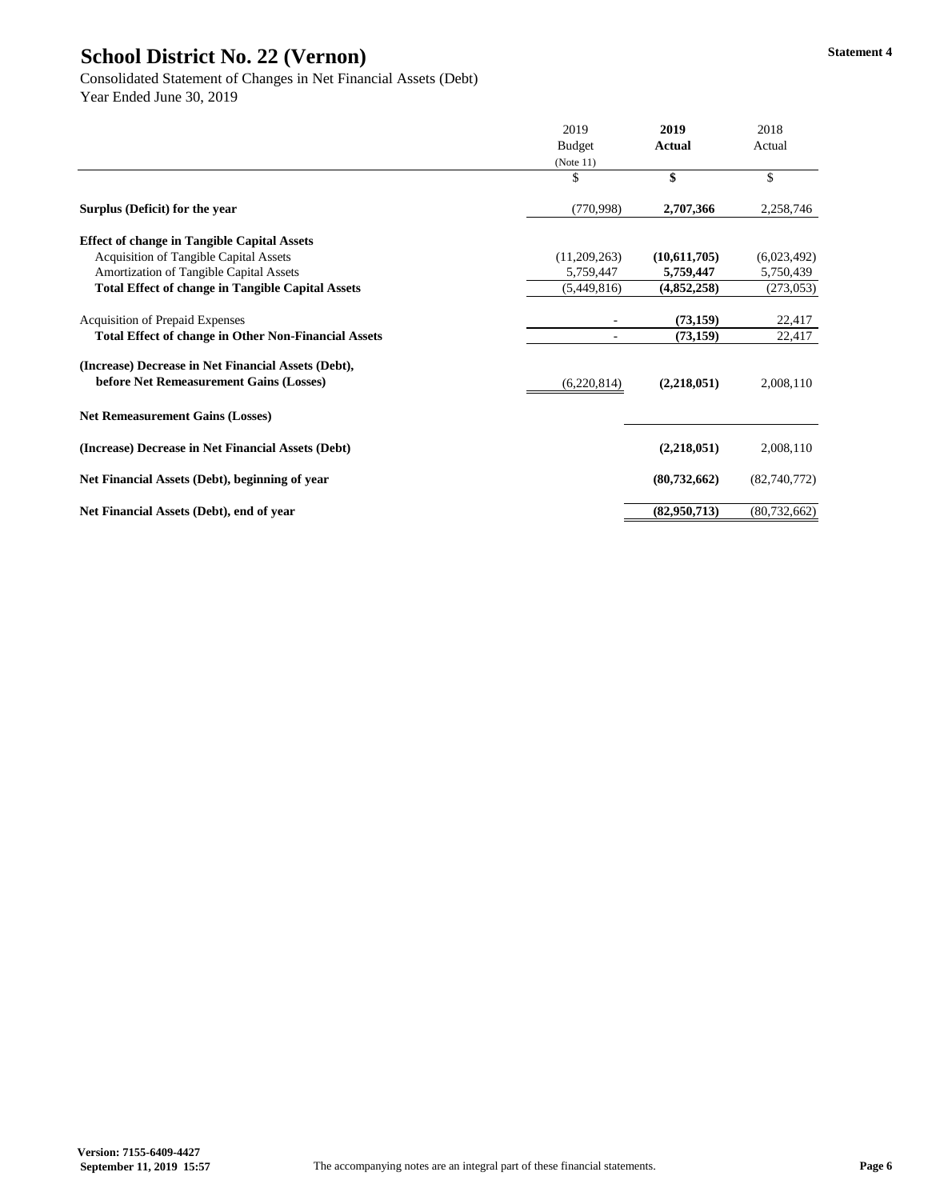# School District No. 22 (Vernon)

**Statement 4**

Consolidated Statement of Changes in Net Financial Assets (Debt)
Year Ended June 30, 2019

| | 2019 Budget (Note 11) | **2019 Actual** | 2018 Actual |
|---|---|---|---|
| | $ | **$** | $ |
| **Surplus (Deficit) for the year** | (770,998) | **2,707,366** | 2,258,746 |
| **Effect of change in Tangible Capital Assets** | | | |
| Acquisition of Tangible Capital Assets | (11,209,263) | **(10,611,705)** | (6,023,492) |
| Amortization of Tangible Capital Assets | 5,759,447 | **5,759,447** | 5,750,439 |
| **Total Effect of change in Tangible Capital Assets** | (5,449,816) | **(4,852,258)** | (273,053) |
| Acquisition of Prepaid Expenses | - | **(73,159)** | 22,417 |
| **Total Effect of change in Other Non-Financial Assets** | - | **(73,159)** | 22,417 |
| **(Increase) Decrease in Net Financial Assets (Debt), before Net Remeasurement Gains (Losses)** | (6,220,814) | **(2,218,051)** | 2,008,110 |
| **Net Remeasurement Gains (Losses)** | | | |
| **(Increase) Decrease in Net Financial Assets (Debt)** | | **(2,218,051)** | 2,008,110 |
| **Net Financial Assets (Debt), beginning of year** | | **(80,732,662)** | (82,740,772) |
| **Net Financial Assets (Debt), end of year** | | **(82,950,713)** | (80,732,662) |

**Version: 7155-6409-4427**
**September 11, 2019 15:57**

The accompanying notes are an integral part of these financial statements.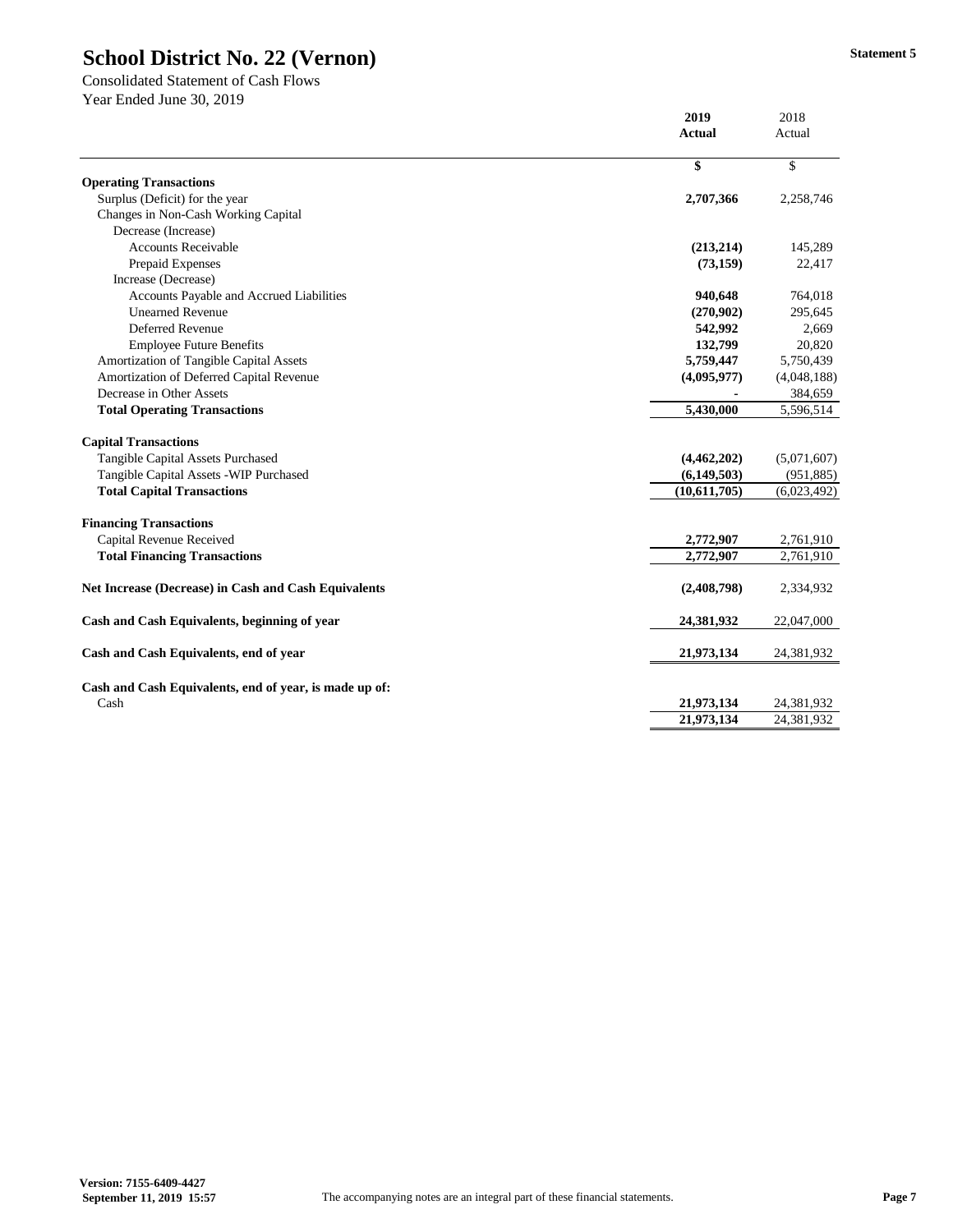# School District No. 22 (Vernon)

**Statement 5**

Consolidated Statement of Cash Flows
Year Ended June 30, 2019

| | 2019 Actual | 2018 Actual |
|---|---|---|
| | $ | $ |
| **Operating Transactions** | | |
| Surplus (Deficit) for the year | 2,707,366 | 2,258,746 |
| Changes in Non-Cash Working Capital | | |
| Decrease (Increase) | | |
| Accounts Receivable | (213,214) | 145,289 |
| Prepaid Expenses | (73,159) | 22,417 |
| Increase (Decrease) | | |
| Accounts Payable and Accrued Liabilities | 940,648 | 764,018 |
| Unearned Revenue | (270,902) | 295,645 |
| Deferred Revenue | 542,992 | 2,669 |
| Employee Future Benefits | 132,799 | 20,820 |
| Amortization of Tangible Capital Assets | 5,759,447 | 5,750,439 |
| Amortization of Deferred Capital Revenue | (4,095,977) | (4,048,188) |
| Decrease in Other Assets | - | 384,659 |
| **Total Operating Transactions** | 5,430,000 | 5,596,514 |
| **Capital Transactions** | | |
| Tangible Capital Assets Purchased | (4,462,202) | (5,071,607) |
| Tangible Capital Assets -WIP Purchased | (6,149,503) | (951,885) |
| **Total Capital Transactions** | (10,611,705) | (6,023,492) |
| **Financing Transactions** | | |
| Capital Revenue Received | 2,772,907 | 2,761,910 |
| **Total Financing Transactions** | 2,772,907 | 2,761,910 |
| **Net Increase (Decrease) in Cash and Cash Equivalents** | (2,408,798) | 2,334,932 |
| **Cash and Cash Equivalents, beginning of year** | 24,381,932 | 22,047,000 |
| **Cash and Cash Equivalents, end of year** | 21,973,134 | 24,381,932 |
| **Cash and Cash Equivalents, end of year, is made up of:** | | |
| Cash | 21,973,134 | 24,381,932 |
| | 21,973,134 | 24,381,932 |

Version: 7155-6409-4427
September 11, 2019 15:57

The accompanying notes are an integral part of these financial statements.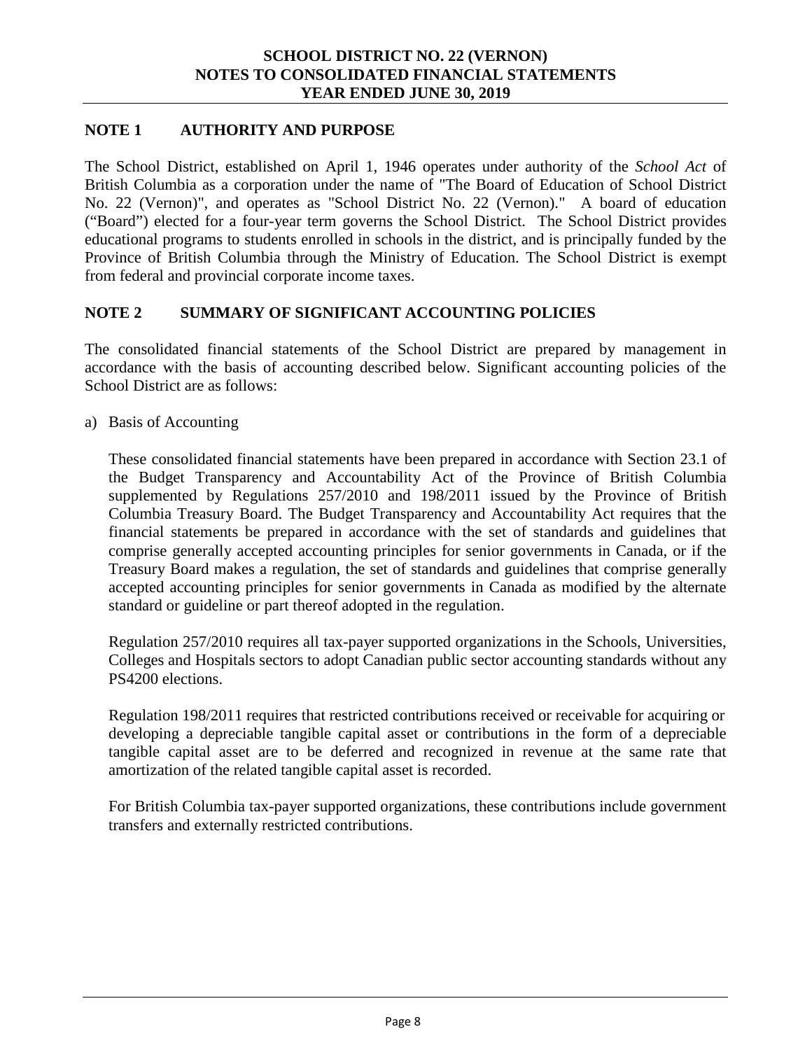## NOTE 1 AUTHORITY AND PURPOSE

The School District, established on April 1, 1946 operates under authority of the *School Act* of British Columbia as a corporation under the name of "The Board of Education of School District No. 22 (Vernon)", and operates as "School District No. 22 (Vernon)." A board of education ("Board") elected for a four-year term governs the School District. The School District provides educational programs to students enrolled in schools in the district, and is principally funded by the Province of British Columbia through the Ministry of Education. The School District is exempt from federal and provincial corporate income taxes.

## NOTE 2 SUMMARY OF SIGNIFICANT ACCOUNTING POLICIES

The consolidated financial statements of the School District are prepared by management in accordance with the basis of accounting described below. Significant accounting policies of the School District are as follows:

a) Basis of Accounting

These consolidated financial statements have been prepared in accordance with Section 23.1 of the Budget Transparency and Accountability Act of the Province of British Columbia supplemented by Regulations 257/2010 and 198/2011 issued by the Province of British Columbia Treasury Board. The Budget Transparency and Accountability Act requires that the financial statements be prepared in accordance with the set of standards and guidelines that comprise generally accepted accounting principles for senior governments in Canada, or if the Treasury Board makes a regulation, the set of standards and guidelines that comprise generally accepted accounting principles for senior governments in Canada as modified by the alternate standard or guideline or part thereof adopted in the regulation.

Regulation 257/2010 requires all tax-payer supported organizations in the Schools, Universities, Colleges and Hospitals sectors to adopt Canadian public sector accounting standards without any PS4200 elections.

Regulation 198/2011 requires that restricted contributions received or receivable for acquiring or developing a depreciable tangible capital asset or contributions in the form of a depreciable tangible capital asset are to be deferred and recognized in revenue at the same rate that amortization of the related tangible capital asset is recorded.

For British Columbia tax-payer supported organizations, these contributions include government transfers and externally restricted contributions.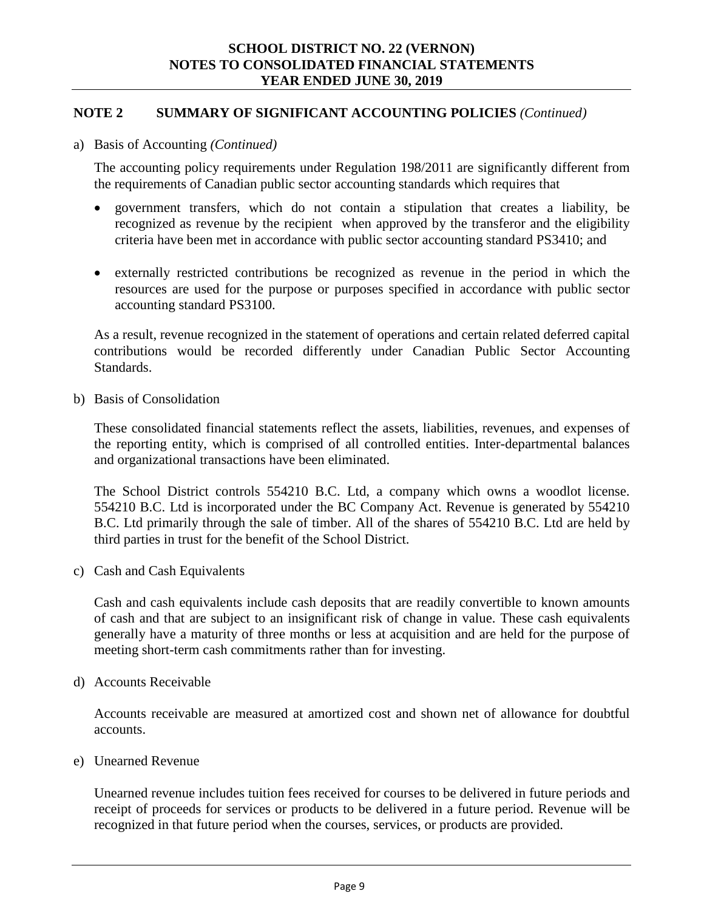## NOTE 2 SUMMARY OF SIGNIFICANT ACCOUNTING POLICIES *(Continued)*

a) Basis of Accounting *(Continued)*

The accounting policy requirements under Regulation 198/2011 are significantly different from the requirements of Canadian public sector accounting standards which requires that

- government transfers, which do not contain a stipulation that creates a liability, be recognized as revenue by the recipient when approved by the transferor and the eligibility criteria have been met in accordance with public sector accounting standard PS3410; and
- externally restricted contributions be recognized as revenue in the period in which the resources are used for the purpose or purposes specified in accordance with public sector accounting standard PS3100.

As a result, revenue recognized in the statement of operations and certain related deferred capital contributions would be recorded differently under Canadian Public Sector Accounting Standards.

b) Basis of Consolidation

These consolidated financial statements reflect the assets, liabilities, revenues, and expenses of the reporting entity, which is comprised of all controlled entities. Inter-departmental balances and organizational transactions have been eliminated.

The School District controls 554210 B.C. Ltd, a company which owns a woodlot license. 554210 B.C. Ltd is incorporated under the BC Company Act. Revenue is generated by 554210 B.C. Ltd primarily through the sale of timber. All of the shares of 554210 B.C. Ltd are held by third parties in trust for the benefit of the School District.

c) Cash and Cash Equivalents

Cash and cash equivalents include cash deposits that are readily convertible to known amounts of cash and that are subject to an insignificant risk of change in value. These cash equivalents generally have a maturity of three months or less at acquisition and are held for the purpose of meeting short-term cash commitments rather than for investing.

d) Accounts Receivable

Accounts receivable are measured at amortized cost and shown net of allowance for doubtful accounts.

e) Unearned Revenue

Unearned revenue includes tuition fees received for courses to be delivered in future periods and receipt of proceeds for services or products to be delivered in a future period. Revenue will be recognized in that future period when the courses, services, or products are provided.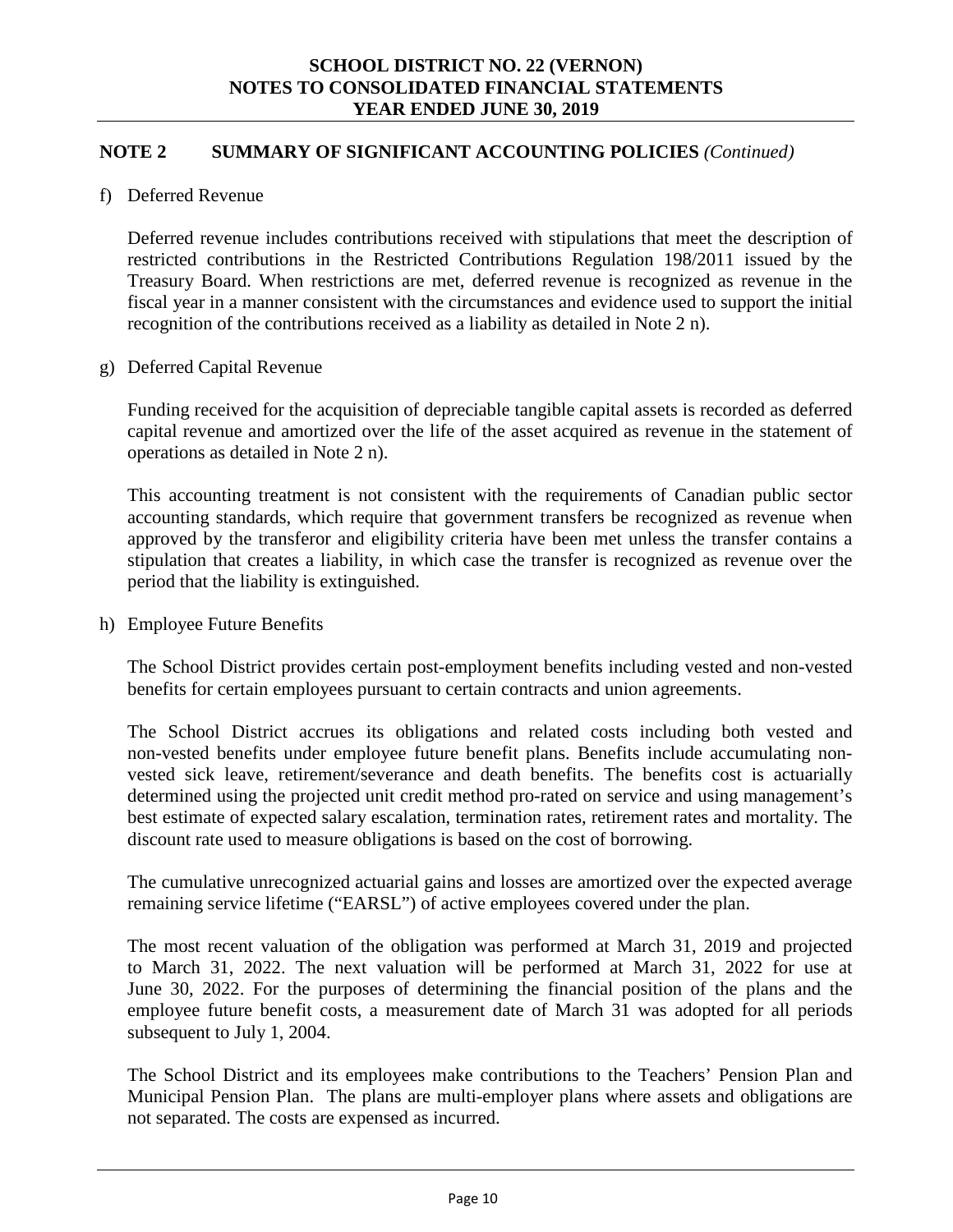## NOTE 2 SUMMARY OF SIGNIFICANT ACCOUNTING POLICIES *(Continued)*

f) Deferred Revenue

Deferred revenue includes contributions received with stipulations that meet the description of restricted contributions in the Restricted Contributions Regulation 198/2011 issued by the Treasury Board. When restrictions are met, deferred revenue is recognized as revenue in the fiscal year in a manner consistent with the circumstances and evidence used to support the initial recognition of the contributions received as a liability as detailed in Note 2 n).

g) Deferred Capital Revenue

Funding received for the acquisition of depreciable tangible capital assets is recorded as deferred capital revenue and amortized over the life of the asset acquired as revenue in the statement of operations as detailed in Note 2 n).

This accounting treatment is not consistent with the requirements of Canadian public sector accounting standards, which require that government transfers be recognized as revenue when approved by the transferor and eligibility criteria have been met unless the transfer contains a stipulation that creates a liability, in which case the transfer is recognized as revenue over the period that the liability is extinguished.

h) Employee Future Benefits

The School District provides certain post-employment benefits including vested and non-vested benefits for certain employees pursuant to certain contracts and union agreements.

The School District accrues its obligations and related costs including both vested and non-vested benefits under employee future benefit plans. Benefits include accumulating non-vested sick leave, retirement/severance and death benefits. The benefits cost is actuarially determined using the projected unit credit method pro-rated on service and using management's best estimate of expected salary escalation, termination rates, retirement rates and mortality. The discount rate used to measure obligations is based on the cost of borrowing.

The cumulative unrecognized actuarial gains and losses are amortized over the expected average remaining service lifetime ("EARSL") of active employees covered under the plan.

The most recent valuation of the obligation was performed at March 31, 2019 and projected to March 31, 2022. The next valuation will be performed at March 31, 2022 for use at June 30, 2022. For the purposes of determining the financial position of the plans and the employee future benefit costs, a measurement date of March 31 was adopted for all periods subsequent to July 1, 2004.

The School District and its employees make contributions to the Teachers' Pension Plan and Municipal Pension Plan. The plans are multi-employer plans where assets and obligations are not separated. The costs are expensed as incurred.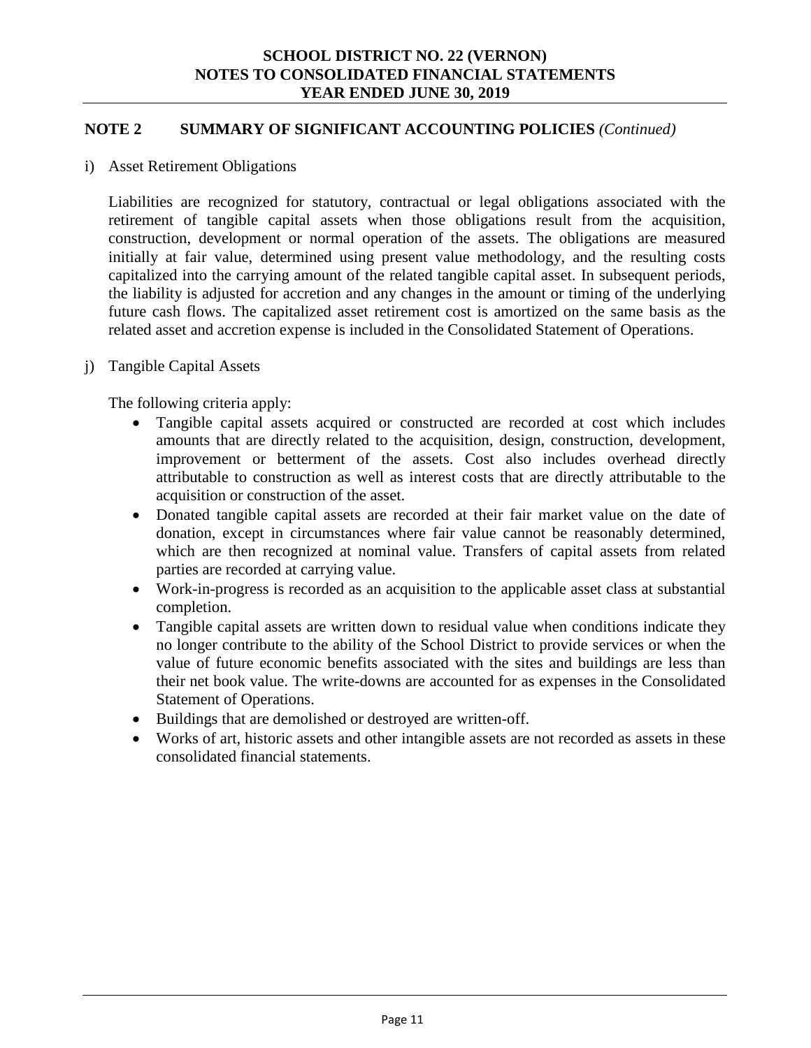## NOTE 2 SUMMARY OF SIGNIFICANT ACCOUNTING POLICIES *(Continued)*

i) Asset Retirement Obligations

Liabilities are recognized for statutory, contractual or legal obligations associated with the retirement of tangible capital assets when those obligations result from the acquisition, construction, development or normal operation of the assets. The obligations are measured initially at fair value, determined using present value methodology, and the resulting costs capitalized into the carrying amount of the related tangible capital asset. In subsequent periods, the liability is adjusted for accretion and any changes in the amount or timing of the underlying future cash flows. The capitalized asset retirement cost is amortized on the same basis as the related asset and accretion expense is included in the Consolidated Statement of Operations.

j) Tangible Capital Assets

The following criteria apply:

- Tangible capital assets acquired or constructed are recorded at cost which includes amounts that are directly related to the acquisition, design, construction, development, improvement or betterment of the assets. Cost also includes overhead directly attributable to construction as well as interest costs that are directly attributable to the acquisition or construction of the asset.
- Donated tangible capital assets are recorded at their fair market value on the date of donation, except in circumstances where fair value cannot be reasonably determined, which are then recognized at nominal value. Transfers of capital assets from related parties are recorded at carrying value.
- Work-in-progress is recorded as an acquisition to the applicable asset class at substantial completion.
- Tangible capital assets are written down to residual value when conditions indicate they no longer contribute to the ability of the School District to provide services or when the value of future economic benefits associated with the sites and buildings are less than their net book value. The write-downs are accounted for as expenses in the Consolidated Statement of Operations.
- Buildings that are demolished or destroyed are written-off.
- Works of art, historic assets and other intangible assets are not recorded as assets in these consolidated financial statements.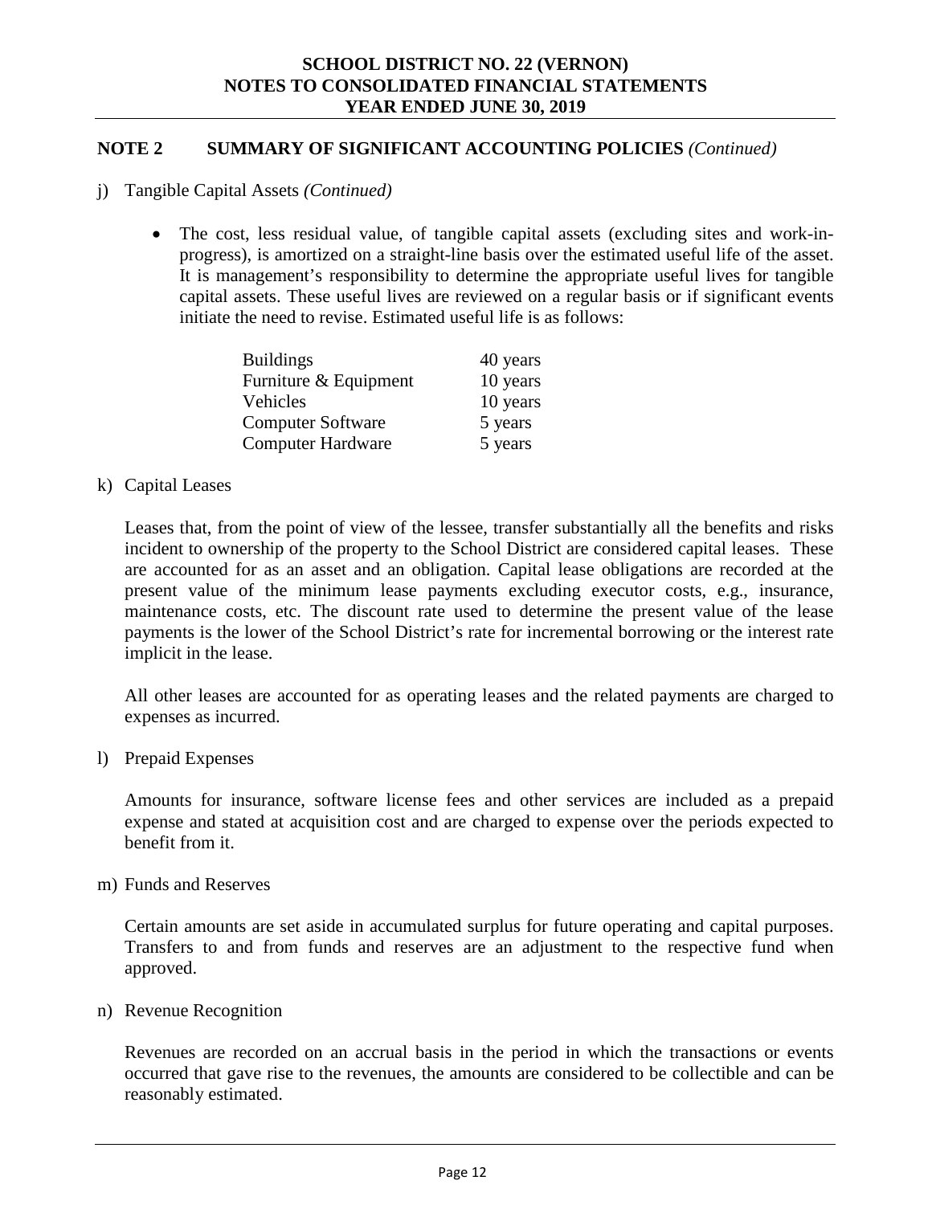## NOTE 2 SUMMARY OF SIGNIFICANT ACCOUNTING POLICIES *(Continued)*

j) Tangible Capital Assets *(Continued)*

- The cost, less residual value, of tangible capital assets (excluding sites and work-in-progress), is amortized on a straight-line basis over the estimated useful life of the asset. It is management's responsibility to determine the appropriate useful lives for tangible capital assets. These useful lives are reviewed on a regular basis or if significant events initiate the need to revise. Estimated useful life is as follows:

| | |
|---|---|
| Buildings | 40 years |
| Furniture & Equipment | 10 years |
| Vehicles | 10 years |
| Computer Software | 5 years |
| Computer Hardware | 5 years |

k) Capital Leases

Leases that, from the point of view of the lessee, transfer substantially all the benefits and risks incident to ownership of the property to the School District are considered capital leases. These are accounted for as an asset and an obligation. Capital lease obligations are recorded at the present value of the minimum lease payments excluding executor costs, e.g., insurance, maintenance costs, etc. The discount rate used to determine the present value of the lease payments is the lower of the School District's rate for incremental borrowing or the interest rate implicit in the lease.

All other leases are accounted for as operating leases and the related payments are charged to expenses as incurred.

l) Prepaid Expenses

Amounts for insurance, software license fees and other services are included as a prepaid expense and stated at acquisition cost and are charged to expense over the periods expected to benefit from it.

m) Funds and Reserves

Certain amounts are set aside in accumulated surplus for future operating and capital purposes. Transfers to and from funds and reserves are an adjustment to the respective fund when approved.

n) Revenue Recognition

Revenues are recorded on an accrual basis in the period in which the transactions or events occurred that gave rise to the revenues, the amounts are considered to be collectible and can be reasonably estimated.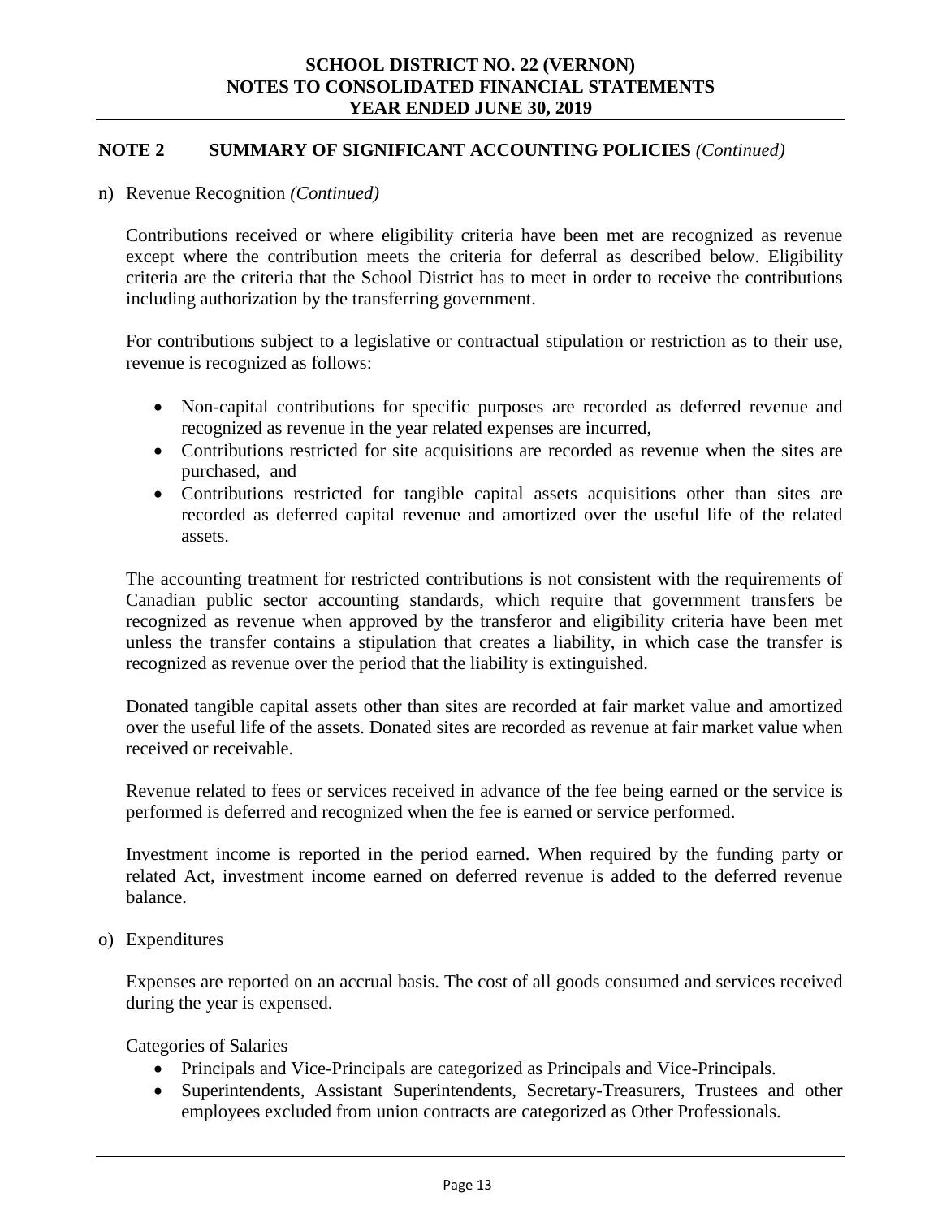## NOTE 2 SUMMARY OF SIGNIFICANT ACCOUNTING POLICIES *(Continued)*

n) Revenue Recognition *(Continued)*

Contributions received or where eligibility criteria have been met are recognized as revenue except where the contribution meets the criteria for deferral as described below. Eligibility criteria are the criteria that the School District has to meet in order to receive the contributions including authorization by the transferring government.

For contributions subject to a legislative or contractual stipulation or restriction as to their use, revenue is recognized as follows:

- Non-capital contributions for specific purposes are recorded as deferred revenue and recognized as revenue in the year related expenses are incurred,
- Contributions restricted for site acquisitions are recorded as revenue when the sites are purchased, and
- Contributions restricted for tangible capital assets acquisitions other than sites are recorded as deferred capital revenue and amortized over the useful life of the related assets.

The accounting treatment for restricted contributions is not consistent with the requirements of Canadian public sector accounting standards, which require that government transfers be recognized as revenue when approved by the transferor and eligibility criteria have been met unless the transfer contains a stipulation that creates a liability, in which case the transfer is recognized as revenue over the period that the liability is extinguished.

Donated tangible capital assets other than sites are recorded at fair market value and amortized over the useful life of the assets. Donated sites are recorded as revenue at fair market value when received or receivable.

Revenue related to fees or services received in advance of the fee being earned or the service is performed is deferred and recognized when the fee is earned or service performed.

Investment income is reported in the period earned. When required by the funding party or related Act, investment income earned on deferred revenue is added to the deferred revenue balance.

o) Expenditures

Expenses are reported on an accrual basis. The cost of all goods consumed and services received during the year is expensed.

Categories of Salaries

- Principals and Vice-Principals are categorized as Principals and Vice-Principals.
- Superintendents, Assistant Superintendents, Secretary-Treasurers, Trustees and other employees excluded from union contracts are categorized as Other Professionals.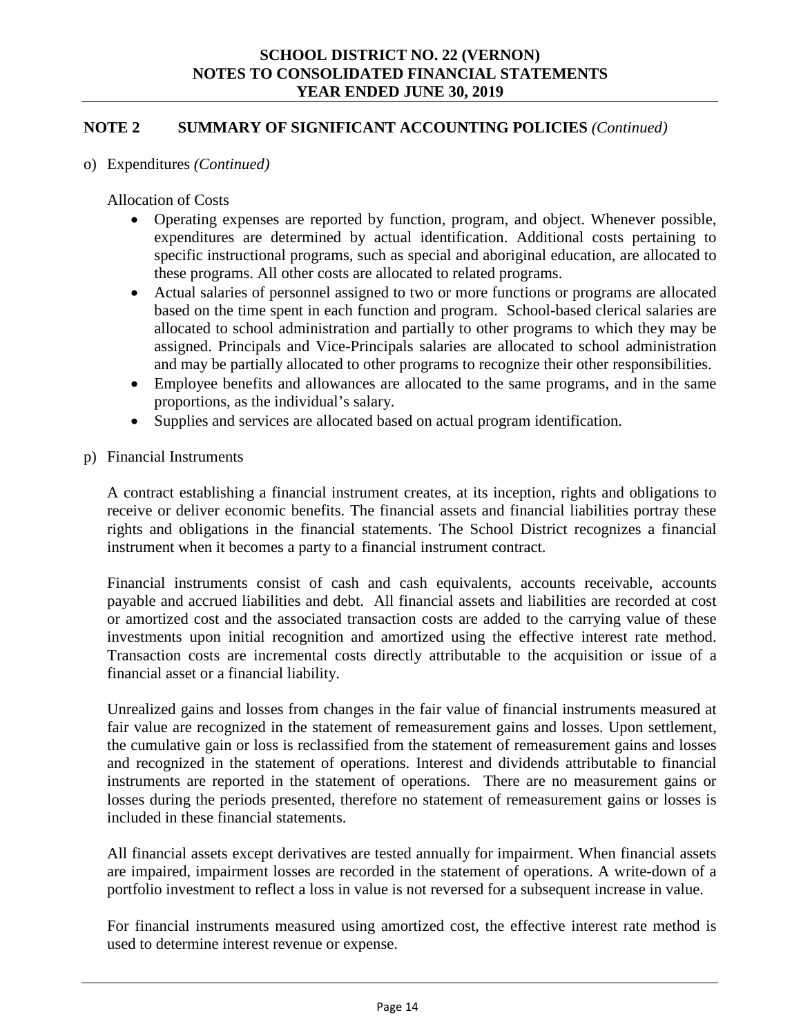## NOTE 2 SUMMARY OF SIGNIFICANT ACCOUNTING POLICIES *(Continued)*

o) Expenditures *(Continued)*

Allocation of Costs

- Operating expenses are reported by function, program, and object. Whenever possible, expenditures are determined by actual identification. Additional costs pertaining to specific instructional programs, such as special and aboriginal education, are allocated to these programs. All other costs are allocated to related programs.
- Actual salaries of personnel assigned to two or more functions or programs are allocated based on the time spent in each function and program. School-based clerical salaries are allocated to school administration and partially to other programs to which they may be assigned. Principals and Vice-Principals salaries are allocated to school administration and may be partially allocated to other programs to recognize their other responsibilities.
- Employee benefits and allowances are allocated to the same programs, and in the same proportions, as the individual's salary.
- Supplies and services are allocated based on actual program identification.

p) Financial Instruments

A contract establishing a financial instrument creates, at its inception, rights and obligations to receive or deliver economic benefits. The financial assets and financial liabilities portray these rights and obligations in the financial statements. The School District recognizes a financial instrument when it becomes a party to a financial instrument contract.

Financial instruments consist of cash and cash equivalents, accounts receivable, accounts payable and accrued liabilities and debt. All financial assets and liabilities are recorded at cost or amortized cost and the associated transaction costs are added to the carrying value of these investments upon initial recognition and amortized using the effective interest rate method. Transaction costs are incremental costs directly attributable to the acquisition or issue of a financial asset or a financial liability.

Unrealized gains and losses from changes in the fair value of financial instruments measured at fair value are recognized in the statement of remeasurement gains and losses. Upon settlement, the cumulative gain or loss is reclassified from the statement of remeasurement gains and losses and recognized in the statement of operations. Interest and dividends attributable to financial instruments are reported in the statement of operations. There are no measurement gains or losses during the periods presented, therefore no statement of remeasurement gains or losses is included in these financial statements.

All financial assets except derivatives are tested annually for impairment. When financial assets are impaired, impairment losses are recorded in the statement of operations. A write-down of a portfolio investment to reflect a loss in value is not reversed for a subsequent increase in value.

For financial instruments measured using amortized cost, the effective interest rate method is used to determine interest revenue or expense.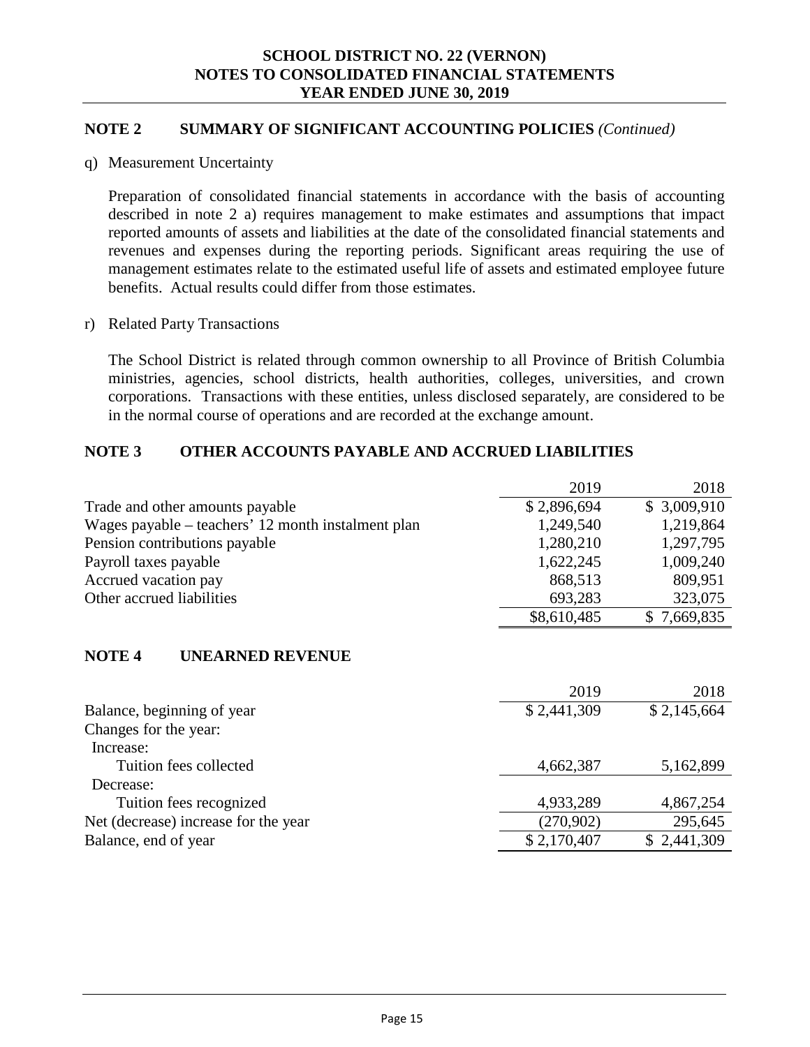# SCHOOL DISTRICT NO. 22 (VERNON)
## NOTES TO CONSOLIDATED FINANCIAL STATEMENTS
## YEAR ENDED JUNE 30, 2019

## NOTE 2 SUMMARY OF SIGNIFICANT ACCOUNTING POLICIES *(Continued)*

q) Measurement Uncertainty

Preparation of consolidated financial statements in accordance with the basis of accounting described in note 2 a) requires management to make estimates and assumptions that impact reported amounts of assets and liabilities at the date of the consolidated financial statements and revenues and expenses during the reporting periods. Significant areas requiring the use of management estimates relate to the estimated useful life of assets and estimated employee future benefits. Actual results could differ from those estimates.

r) Related Party Transactions

The School District is related through common ownership to all Province of British Columbia ministries, agencies, school districts, health authorities, colleges, universities, and crown corporations. Transactions with these entities, unless disclosed separately, are considered to be in the normal course of operations and are recorded at the exchange amount.

## NOTE 3 OTHER ACCOUNTS PAYABLE AND ACCRUED LIABILITIES

| | 2019 | 2018 |
|---|---|---|
| Trade and other amounts payable | $ 2,896,694 | $ 3,009,910 |
| Wages payable – teachers' 12 month instalment plan | 1,249,540 | 1,219,864 |
| Pension contributions payable | 1,280,210 | 1,297,795 |
| Payroll taxes payable | 1,622,245 | 1,009,240 |
| Accrued vacation pay | 868,513 | 809,951 |
| Other accrued liabilities | 693,283 | 323,075 |
| | $8,610,485 | $ 7,669,835 |

## NOTE 4 UNEARNED REVENUE

| | 2019 | 2018 |
|---|---|---|
| Balance, beginning of year | $ 2,441,309 | $ 2,145,664 |
| Changes for the year: | | |
| Increase: | | |
| Tuition fees collected | 4,662,387 | 5,162,899 |
| Decrease: | | |
| Tuition fees recognized | 4,933,289 | 4,867,254 |
| Net (decrease) increase for the year | (270,902) | 295,645 |
| Balance, end of year | $ 2,170,407 | $ 2,441,309 |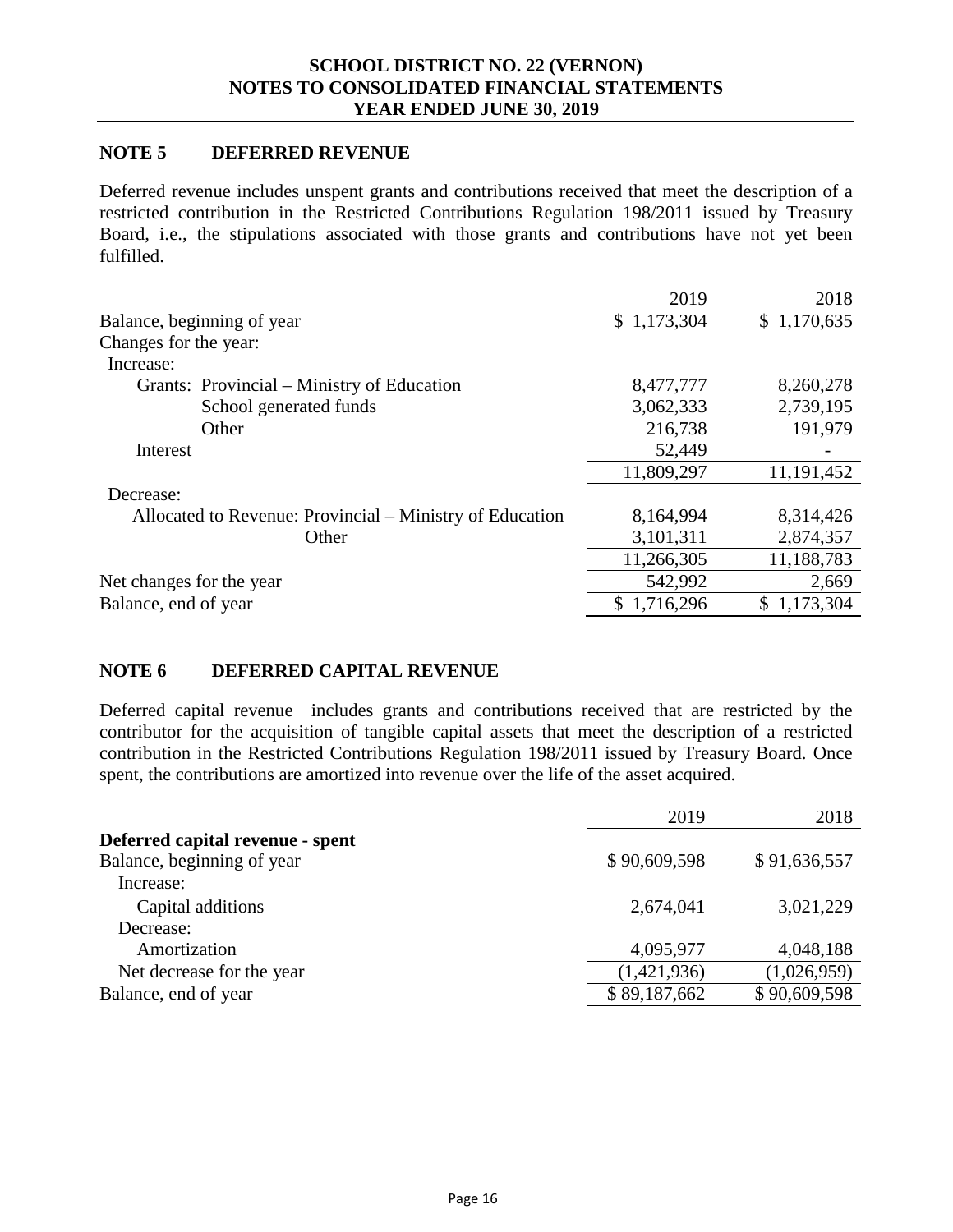## NOTE 5 DEFERRED REVENUE

Deferred revenue includes unspent grants and contributions received that meet the description of a restricted contribution in the Restricted Contributions Regulation 198/2011 issued by Treasury Board, i.e., the stipulations associated with those grants and contributions have not yet been fulfilled.

| | 2019 | 2018 |
|---|---|---|
| Balance, beginning of year | $ 1,173,304 | $ 1,170,635 |
| Changes for the year: | | |
| Increase: | | |
| Grants: Provincial – Ministry of Education | 8,477,777 | 8,260,278 |
| School generated funds | 3,062,333 | 2,739,195 |
| Other | 216,738 | 191,979 |
| Interest | 52,449 | - |
| | 11,809,297 | 11,191,452 |
| Decrease: | | |
| Allocated to Revenue: Provincial – Ministry of Education | 8,164,994 | 8,314,426 |
| Other | 3,101,311 | 2,874,357 |
| | 11,266,305 | 11,188,783 |
| Net changes for the year | 542,992 | 2,669 |
| Balance, end of year | $ 1,716,296 | $ 1,173,304 |

## NOTE 6 DEFERRED CAPITAL REVENUE

Deferred capital revenue includes grants and contributions received that are restricted by the contributor for the acquisition of tangible capital assets that meet the description of a restricted contribution in the Restricted Contributions Regulation 198/2011 issued by Treasury Board. Once spent, the contributions are amortized into revenue over the life of the asset acquired.

| | 2019 | 2018 |
|---|---|---|
| **Deferred capital revenue - spent** | | |
| Balance, beginning of year | $ 90,609,598 | $ 91,636,557 |
| Increase: | | |
| Capital additions | 2,674,041 | 3,021,229 |
| Decrease: | | |
| Amortization | 4,095,977 | 4,048,188 |
| Net decrease for the year | (1,421,936) | (1,026,959) |
| Balance, end of year | $ 89,187,662 | $ 90,609,598 |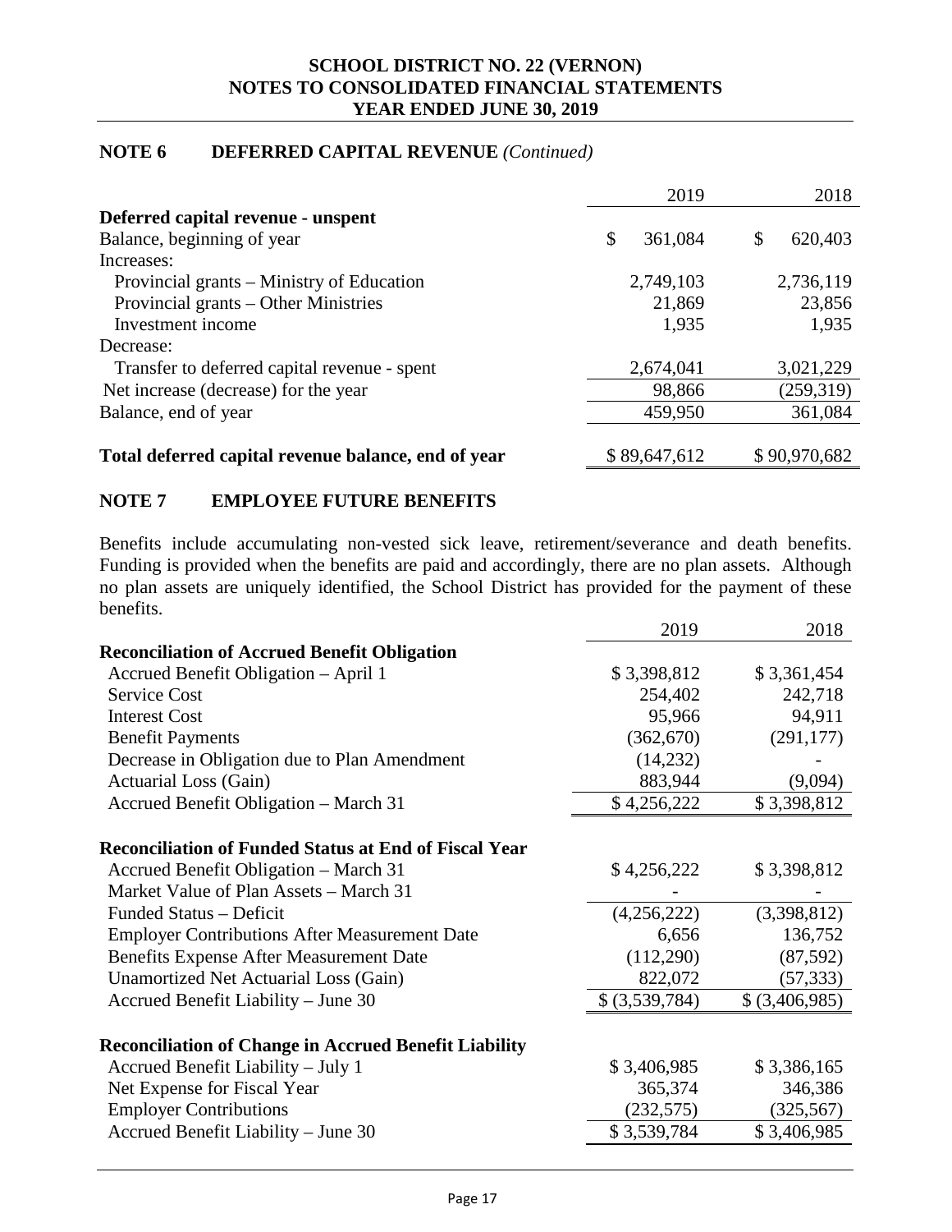## NOTE 6 DEFERRED CAPITAL REVENUE *(Continued)*

| | 2019 | 2018 |
|---|---|---|
| **Deferred capital revenue - unspent** | | |
| Balance, beginning of year | $ 361,084 | $ 620,403 |
| Increases: | | |
| Provincial grants – Ministry of Education | 2,749,103 | 2,736,119 |
| Provincial grants – Other Ministries | 21,869 | 23,856 |
| Investment income | 1,935 | 1,935 |
| Decrease: | | |
| Transfer to deferred capital revenue - spent | 2,674,041 | 3,021,229 |
| Net increase (decrease) for the year | 98,866 | (259,319) |
| Balance, end of year | 459,950 | 361,084 |
| | | |
| **Total deferred capital revenue balance, end of year** | $ 89,647,612 | $ 90,970,682 |

## NOTE 7 EMPLOYEE FUTURE BENEFITS

Benefits include accumulating non-vested sick leave, retirement/severance and death benefits. Funding is provided when the benefits are paid and accordingly, there are no plan assets. Although no plan assets are uniquely identified, the School District has provided for the payment of these benefits.

| | 2019 | 2018 |
|---|---|---|
| **Reconciliation of Accrued Benefit Obligation** | | |
| Accrued Benefit Obligation – April 1 | $ 3,398,812 | $ 3,361,454 |
| Service Cost | 254,402 | 242,718 |
| Interest Cost | 95,966 | 94,911 |
| Benefit Payments | (362,670) | (291,177) |
| Decrease in Obligation due to Plan Amendment | (14,232) | - |
| Actuarial Loss (Gain) | 883,944 | (9,094) |
| Accrued Benefit Obligation – March 31 | $ 4,256,222 | $ 3,398,812 |
| | | |
| **Reconciliation of Funded Status at End of Fiscal Year** | | |
| Accrued Benefit Obligation – March 31 | $ 4,256,222 | $ 3,398,812 |
| Market Value of Plan Assets – March 31 | - | - |
| Funded Status – Deficit | (4,256,222) | (3,398,812) |
| Employer Contributions After Measurement Date | 6,656 | 136,752 |
| Benefits Expense After Measurement Date | (112,290) | (87,592) |
| Unamortized Net Actuarial Loss (Gain) | 822,072 | (57,333) |
| Accrued Benefit Liability – June 30 | $ (3,539,784) | $ (3,406,985) |
| | | |
| **Reconciliation of Change in Accrued Benefit Liability** | | |
| Accrued Benefit Liability – July 1 | $ 3,406,985 | $ 3,386,165 |
| Net Expense for Fiscal Year | 365,374 | 346,386 |
| Employer Contributions | (232,575) | (325,567) |
| Accrued Benefit Liability – June 30 | $ 3,539,784 | $ 3,406,985 |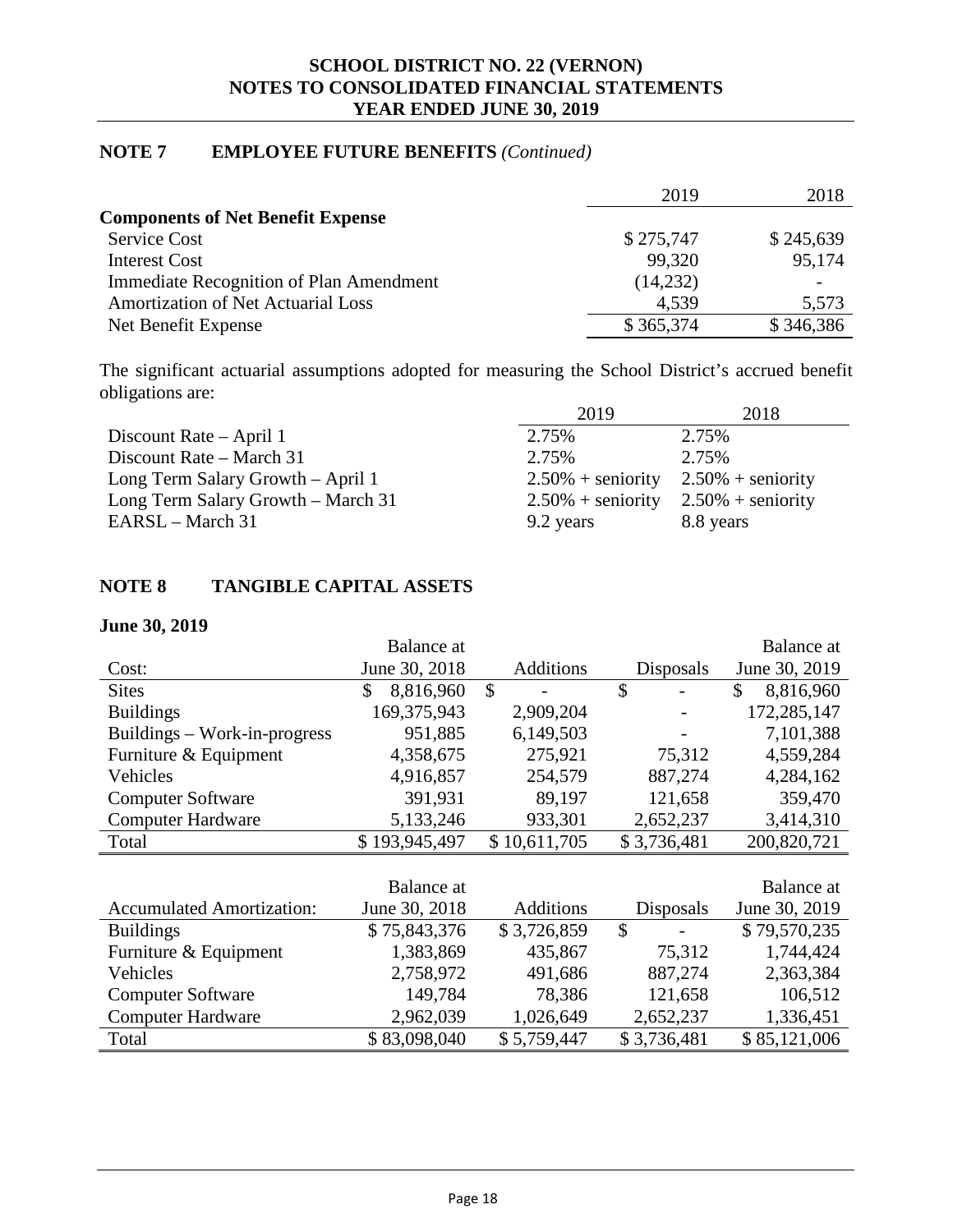## NOTE 7 EMPLOYEE FUTURE BENEFITS *(Continued)*

| | 2019 | 2018 |
|---|---|---|
| **Components of Net Benefit Expense** | | |
| Service Cost | $ 275,747 | $ 245,639 |
| Interest Cost | 99,320 | 95,174 |
| Immediate Recognition of Plan Amendment | (14,232) | - |
| Amortization of Net Actuarial Loss | 4,539 | 5,573 |
| Net Benefit Expense | $ 365,374 | $ 346,386 |

The significant actuarial assumptions adopted for measuring the School District's accrued benefit obligations are:

| | 2019 | 2018 |
|---|---|---|
| Discount Rate – April 1 | 2.75% | 2.75% |
| Discount Rate – March 31 | 2.75% | 2.75% |
| Long Term Salary Growth – April 1 | 2.50% + seniority | 2.50% + seniority |
| Long Term Salary Growth – March 31 | 2.50% + seniority | 2.50% + seniority |
| EARSL – March 31 | 9.2 years | 8.8 years |

## NOTE 8 TANGIBLE CAPITAL ASSETS

**June 30, 2019**

| Cost: | Balance at June 30, 2018 | Additions | Disposals | Balance at June 30, 2019 |
|---|---|---|---|---|
| Sites | $ 8,816,960 | $ - | $ - | $ 8,816,960 |
| Buildings | 169,375,943 | 2,909,204 | - | 172,285,147 |
| Buildings – Work-in-progress | 951,885 | 6,149,503 | - | 7,101,388 |
| Furniture & Equipment | 4,358,675 | 275,921 | 75,312 | 4,559,284 |
| Vehicles | 4,916,857 | 254,579 | 887,274 | 4,284,162 |
| Computer Software | 391,931 | 89,197 | 121,658 | 359,470 |
| Computer Hardware | 5,133,246 | 933,301 | 2,652,237 | 3,414,310 |
| Total | $ 193,945,497 | $ 10,611,705 | $ 3,736,481 | 200,820,721 |

| Accumulated Amortization: | Balance at June 30, 2018 | Additions | Disposals | Balance at June 30, 2019 |
|---|---|---|---|---|
| Buildings | $ 75,843,376 | $ 3,726,859 | $ - | $ 79,570,235 |
| Furniture & Equipment | 1,383,869 | 435,867 | 75,312 | 1,744,424 |
| Vehicles | 2,758,972 | 491,686 | 887,274 | 2,363,384 |
| Computer Software | 149,784 | 78,386 | 121,658 | 106,512 |
| Computer Hardware | 2,962,039 | 1,026,649 | 2,652,237 | 1,336,451 |
| Total | $ 83,098,040 | $ 5,759,447 | $ 3,736,481 | $ 85,121,006 |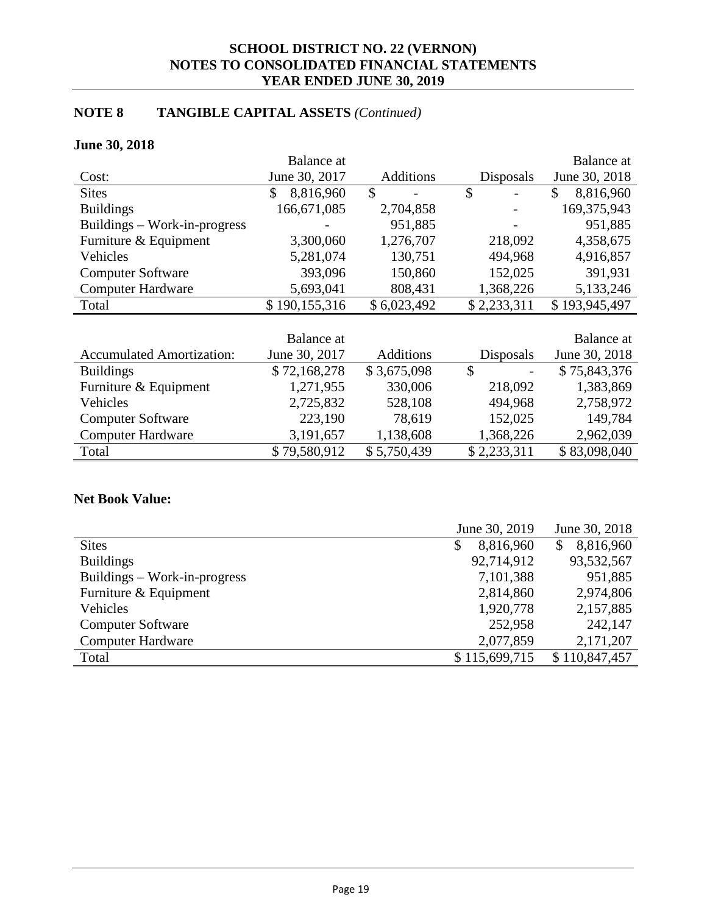## NOTE 8 TANGIBLE CAPITAL ASSETS *(Continued)*

**June 30, 2018**

| Cost: | Balance at June 30, 2017 | Additions | Disposals | Balance at June 30, 2018 |
|---|---|---|---|---|
| Sites | $ 8,816,960 | $ - | $ - | $ 8,816,960 |
| Buildings | 166,671,085 | 2,704,858 | - | 169,375,943 |
| Buildings – Work-in-progress | - | 951,885 | - | 951,885 |
| Furniture & Equipment | 3,300,060 | 1,276,707 | 218,092 | 4,358,675 |
| Vehicles | 5,281,074 | 130,751 | 494,968 | 4,916,857 |
| Computer Software | 393,096 | 150,860 | 152,025 | 391,931 |
| Computer Hardware | 5,693,041 | 808,431 | 1,368,226 | 5,133,246 |
| Total | $ 190,155,316 | $ 6,023,492 | $ 2,233,311 | $ 193,945,497 |

| Accumulated Amortization: | Balance at June 30, 2017 | Additions | Disposals | Balance at June 30, 2018 |
|---|---|---|---|---|
| Buildings | $ 72,168,278 | $ 3,675,098 | $ - | $ 75,843,376 |
| Furniture & Equipment | 1,271,955 | 330,006 | 218,092 | 1,383,869 |
| Vehicles | 2,725,832 | 528,108 | 494,968 | 2,758,972 |
| Computer Software | 223,190 | 78,619 | 152,025 | 149,784 |
| Computer Hardware | 3,191,657 | 1,138,608 | 1,368,226 | 2,962,039 |
| Total | $ 79,580,912 | $ 5,750,439 | $ 2,233,311 | $ 83,098,040 |

**Net Book Value:**

| | June 30, 2019 | June 30, 2018 |
|---|---|---|
| Sites | $ 8,816,960 | $ 8,816,960 |
| Buildings | 92,714,912 | 93,532,567 |
| Buildings – Work-in-progress | 7,101,388 | 951,885 |
| Furniture & Equipment | 2,814,860 | 2,974,806 |
| Vehicles | 1,920,778 | 2,157,885 |
| Computer Software | 252,958 | 242,147 |
| Computer Hardware | 2,077,859 | 2,171,207 |
| Total | $ 115,699,715 | $ 110,847,457 |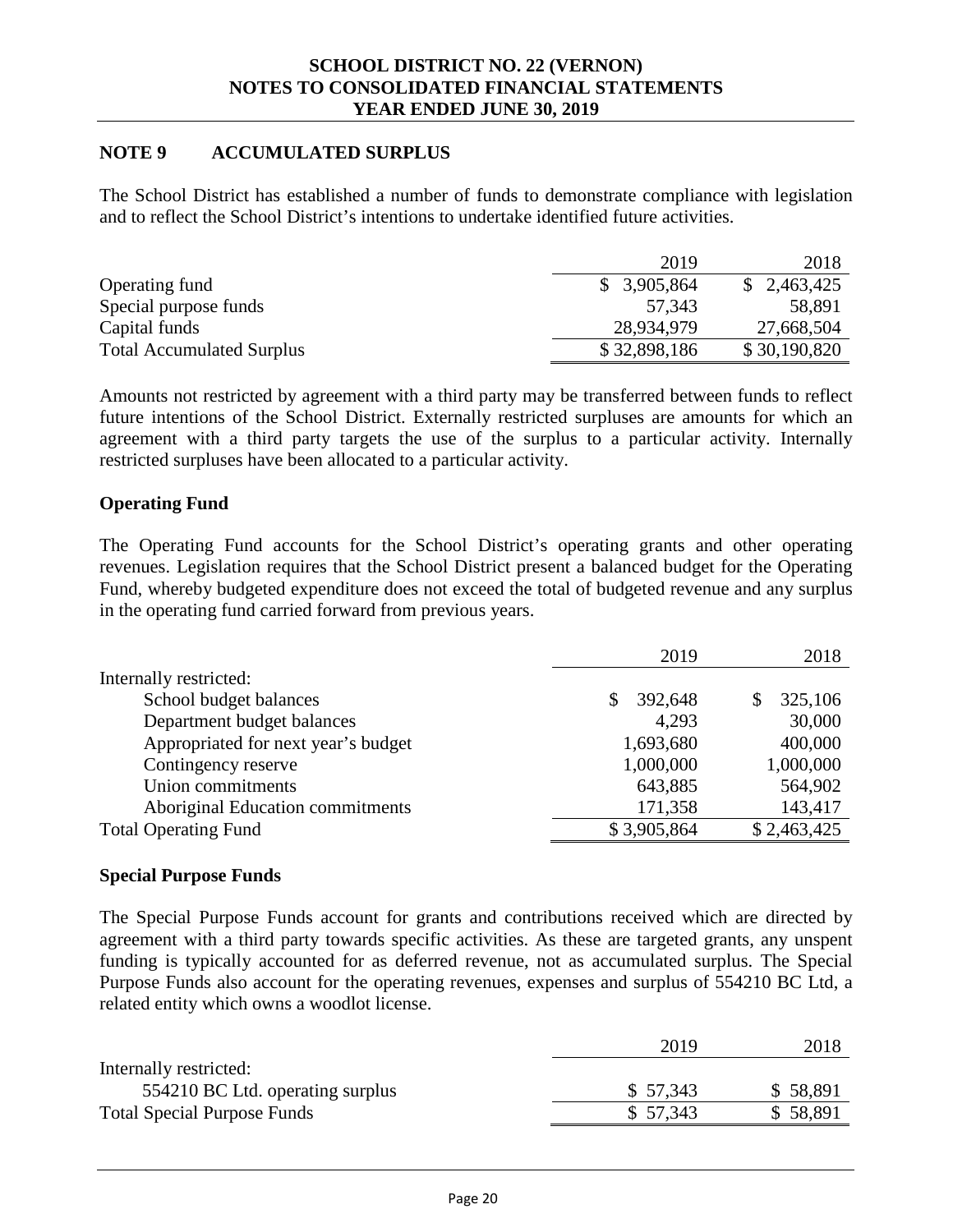## NOTE 9 ACCUMULATED SURPLUS

The School District has established a number of funds to demonstrate compliance with legislation and to reflect the School District's intentions to undertake identified future activities.

| | 2019 | 2018 |
|---|---|---|
| Operating fund | $ 3,905,864 | $ 2,463,425 |
| Special purpose funds | 57,343 | 58,891 |
| Capital funds | 28,934,979 | 27,668,504 |
| Total Accumulated Surplus | $ 32,898,186 | $ 30,190,820 |

Amounts not restricted by agreement with a third party may be transferred between funds to reflect future intentions of the School District. Externally restricted surpluses are amounts for which an agreement with a third party targets the use of the surplus to a particular activity. Internally restricted surpluses have been allocated to a particular activity.

### Operating Fund

The Operating Fund accounts for the School District's operating grants and other operating revenues. Legislation requires that the School District present a balanced budget for the Operating Fund, whereby budgeted expenditure does not exceed the total of budgeted revenue and any surplus in the operating fund carried forward from previous years.

| | 2019 | 2018 |
|---|---|---|
| Internally restricted: | | |
| School budget balances | $ 392,648 | $ 325,106 |
| Department budget balances | 4,293 | 30,000 |
| Appropriated for next year's budget | 1,693,680 | 400,000 |
| Contingency reserve | 1,000,000 | 1,000,000 |
| Union commitments | 643,885 | 564,902 |
| Aboriginal Education commitments | 171,358 | 143,417 |
| Total Operating Fund | $ 3,905,864 | $ 2,463,425 |

### Special Purpose Funds

The Special Purpose Funds account for grants and contributions received which are directed by agreement with a third party towards specific activities. As these are targeted grants, any unspent funding is typically accounted for as deferred revenue, not as accumulated surplus. The Special Purpose Funds also account for the operating revenues, expenses and surplus of 554210 BC Ltd, a related entity which owns a woodlot license.

| | 2019 | 2018 |
|---|---|---|
| Internally restricted: | | |
| 554210 BC Ltd. operating surplus | $ 57,343 | $ 58,891 |
| Total Special Purpose Funds | $ 57,343 | $ 58,891 |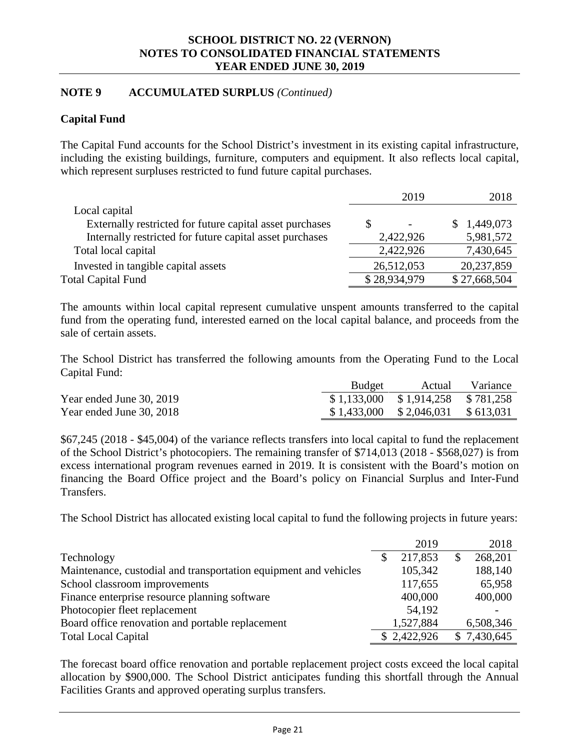## NOTE 9 ACCUMULATED SURPLUS *(Continued)*

### Capital Fund

The Capital Fund accounts for the School District's investment in its existing capital infrastructure, including the existing buildings, furniture, computers and equipment. It also reflects local capital, which represent surpluses restricted to fund future capital purchases.

| | 2019 | 2018 |
|---|---|---|
| Local capital | | |
| Externally restricted for future capital asset purchases | $ - | $ 1,449,073 |
| Internally restricted for future capital asset purchases | 2,422,926 | 5,981,572 |
| Total local capital | 2,422,926 | 7,430,645 |
| Invested in tangible capital assets | 26,512,053 | 20,237,859 |
| Total Capital Fund | $ 28,934,979 | $ 27,668,504 |

The amounts within local capital represent cumulative unspent amounts transferred to the capital fund from the operating fund, interested earned on the local capital balance, and proceeds from the sale of certain assets.

The School District has transferred the following amounts from the Operating Fund to the Local Capital Fund:

| | Budget | Actual | Variance |
|---|---|---|---|
| Year ended June 30, 2019 | $ 1,133,000 | $ 1,914,258 | $ 781,258 |
| Year ended June 30, 2018 | $ 1,433,000 | $ 2,046,031 | $ 613,031 |

$67,245 (2018 - $45,004) of the variance reflects transfers into local capital to fund the replacement of the School District's photocopiers. The remaining transfer of $714,013 (2018 - $568,027) is from excess international program revenues earned in 2019. It is consistent with the Board's motion on financing the Board Office project and the Board's policy on Financial Surplus and Inter-Fund Transfers.

The School District has allocated existing local capital to fund the following projects in future years:

| | 2019 | 2018 |
|---|---|---|
| Technology | $ 217,853 | $ 268,201 |
| Maintenance, custodial and transportation equipment and vehicles | 105,342 | 188,140 |
| School classroom improvements | 117,655 | 65,958 |
| Finance enterprise resource planning software | 400,000 | 400,000 |
| Photocopier fleet replacement | 54,192 | - |
| Board office renovation and portable replacement | 1,527,884 | 6,508,346 |
| Total Local Capital | $ 2,422,926 | $ 7,430,645 |

The forecast board office renovation and portable replacement project costs exceed the local capital allocation by $900,000. The School District anticipates funding this shortfall through the Annual Facilities Grants and approved operating surplus transfers.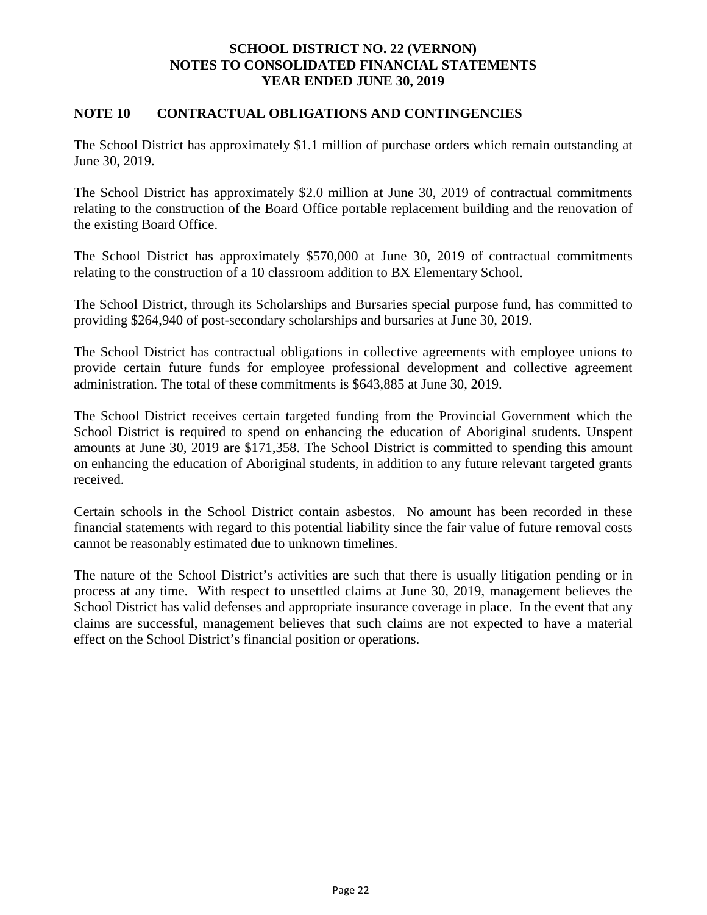## NOTE 10 CONTRACTUAL OBLIGATIONS AND CONTINGENCIES

The School District has approximately $1.1 million of purchase orders which remain outstanding at June 30, 2019.

The School District has approximately $2.0 million at June 30, 2019 of contractual commitments relating to the construction of the Board Office portable replacement building and the renovation of the existing Board Office.

The School District has approximately $570,000 at June 30, 2019 of contractual commitments relating to the construction of a 10 classroom addition to BX Elementary School.

The School District, through its Scholarships and Bursaries special purpose fund, has committed to providing $264,940 of post-secondary scholarships and bursaries at June 30, 2019.

The School District has contractual obligations in collective agreements with employee unions to provide certain future funds for employee professional development and collective agreement administration. The total of these commitments is $643,885 at June 30, 2019.

The School District receives certain targeted funding from the Provincial Government which the School District is required to spend on enhancing the education of Aboriginal students. Unspent amounts at June 30, 2019 are $171,358. The School District is committed to spending this amount on enhancing the education of Aboriginal students, in addition to any future relevant targeted grants received.

Certain schools in the School District contain asbestos. No amount has been recorded in these financial statements with regard to this potential liability since the fair value of future removal costs cannot be reasonably estimated due to unknown timelines.

The nature of the School District's activities are such that there is usually litigation pending or in process at any time. With respect to unsettled claims at June 30, 2019, management believes the School District has valid defenses and appropriate insurance coverage in place. In the event that any claims are successful, management believes that such claims are not expected to have a material effect on the School District's financial position or operations.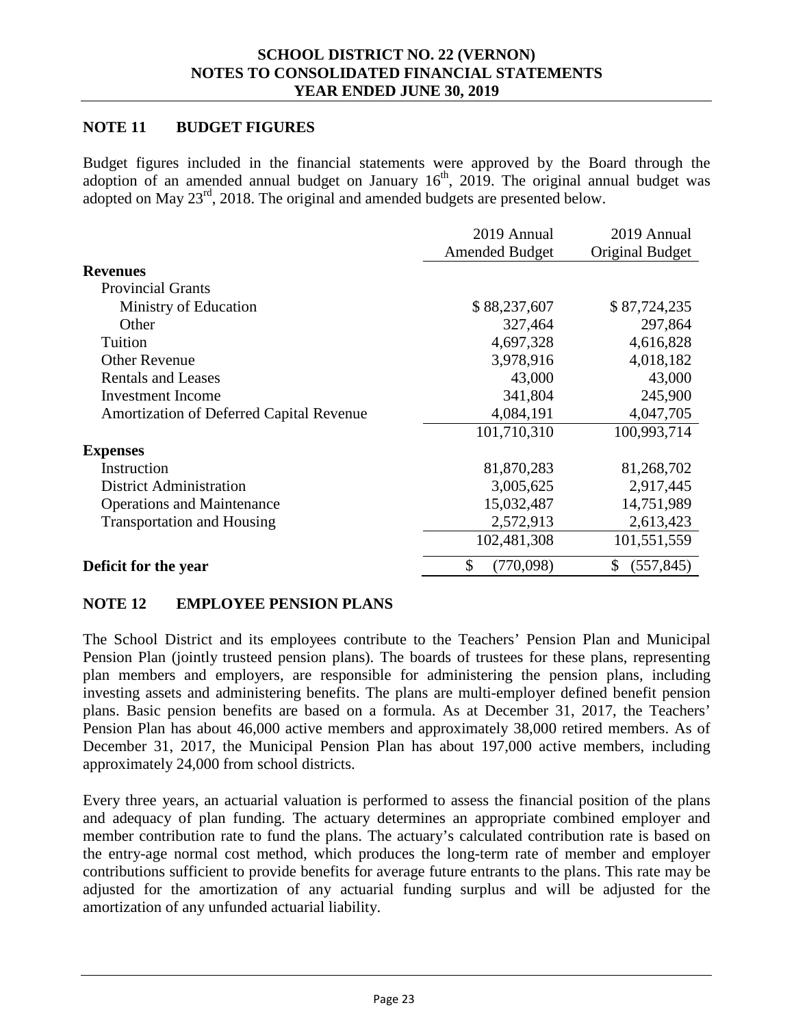## NOTE 11 BUDGET FIGURES

Budget figures included in the financial statements were approved by the Board through the adoption of an amended annual budget on January 16th, 2019. The original annual budget was adopted on May 23rd, 2018. The original and amended budgets are presented below.

| | 2019 Annual Amended Budget | 2019 Annual Original Budget |
|---|---|---|
| **Revenues** | | |
| Provincial Grants | | |
| Ministry of Education | $ 88,237,607 | $ 87,724,235 |
| Other | 327,464 | 297,864 |
| Tuition | 4,697,328 | 4,616,828 |
| Other Revenue | 3,978,916 | 4,018,182 |
| Rentals and Leases | 43,000 | 43,000 |
| Investment Income | 341,804 | 245,900 |
| Amortization of Deferred Capital Revenue | 4,084,191 | 4,047,705 |
| | 101,710,310 | 100,993,714 |
| **Expenses** | | |
| Instruction | 81,870,283 | 81,268,702 |
| District Administration | 3,005,625 | 2,917,445 |
| Operations and Maintenance | 15,032,487 | 14,751,989 |
| Transportation and Housing | 2,572,913 | 2,613,423 |
| | 102,481,308 | 101,551,559 |
| **Deficit for the year** | $ (770,098) | $ (557,845) |

## NOTE 12 EMPLOYEE PENSION PLANS

The School District and its employees contribute to the Teachers' Pension Plan and Municipal Pension Plan (jointly trusteed pension plans). The boards of trustees for these plans, representing plan members and employers, are responsible for administering the pension plans, including investing assets and administering benefits. The plans are multi-employer defined benefit pension plans. Basic pension benefits are based on a formula. As at December 31, 2017, the Teachers' Pension Plan has about 46,000 active members and approximately 38,000 retired members. As of December 31, 2017, the Municipal Pension Plan has about 197,000 active members, including approximately 24,000 from school districts.

Every three years, an actuarial valuation is performed to assess the financial position of the plans and adequacy of plan funding. The actuary determines an appropriate combined employer and member contribution rate to fund the plans. The actuary's calculated contribution rate is based on the entry-age normal cost method, which produces the long-term rate of member and employer contributions sufficient to provide benefits for average future entrants to the plans. This rate may be adjusted for the amortization of any actuarial funding surplus and will be adjusted for the amortization of any unfunded actuarial liability.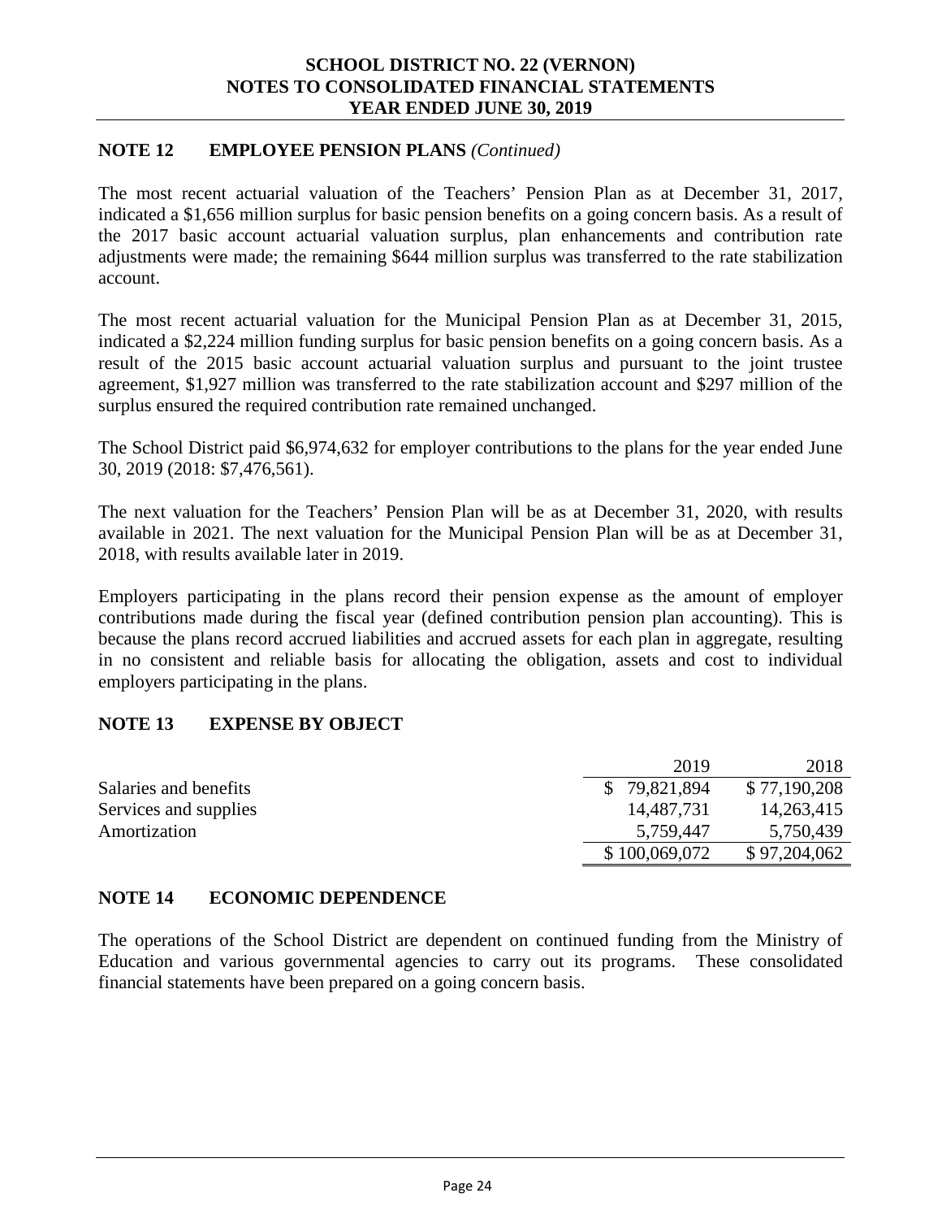## NOTE 12 EMPLOYEE PENSION PLANS *(Continued)*

The most recent actuarial valuation of the Teachers' Pension Plan as at December 31, 2017, indicated a $1,656 million surplus for basic pension benefits on a going concern basis. As a result of the 2017 basic account actuarial valuation surplus, plan enhancements and contribution rate adjustments were made; the remaining $644 million surplus was transferred to the rate stabilization account.

The most recent actuarial valuation for the Municipal Pension Plan as at December 31, 2015, indicated a $2,224 million funding surplus for basic pension benefits on a going concern basis. As a result of the 2015 basic account actuarial valuation surplus and pursuant to the joint trustee agreement, $1,927 million was transferred to the rate stabilization account and $297 million of the surplus ensured the required contribution rate remained unchanged.

The School District paid $6,974,632 for employer contributions to the plans for the year ended June 30, 2019 (2018: $7,476,561).

The next valuation for the Teachers' Pension Plan will be as at December 31, 2020, with results available in 2021. The next valuation for the Municipal Pension Plan will be as at December 31, 2018, with results available later in 2019.

Employers participating in the plans record their pension expense as the amount of employer contributions made during the fiscal year (defined contribution pension plan accounting). This is because the plans record accrued liabilities and accrued assets for each plan in aggregate, resulting in no consistent and reliable basis for allocating the obligation, assets and cost to individual employers participating in the plans.

## NOTE 13 EXPENSE BY OBJECT

| | 2019 | 2018 |
|---|---|---|
| Salaries and benefits | $ 79,821,894 | $ 77,190,208 |
| Services and supplies | 14,487,731 | 14,263,415 |
| Amortization | 5,759,447 | 5,750,439 |
| | $ 100,069,072 | $ 97,204,062 |

## NOTE 14 ECONOMIC DEPENDENCE

The operations of the School District are dependent on continued funding from the Ministry of Education and various governmental agencies to carry out its programs. These consolidated financial statements have been prepared on a going concern basis.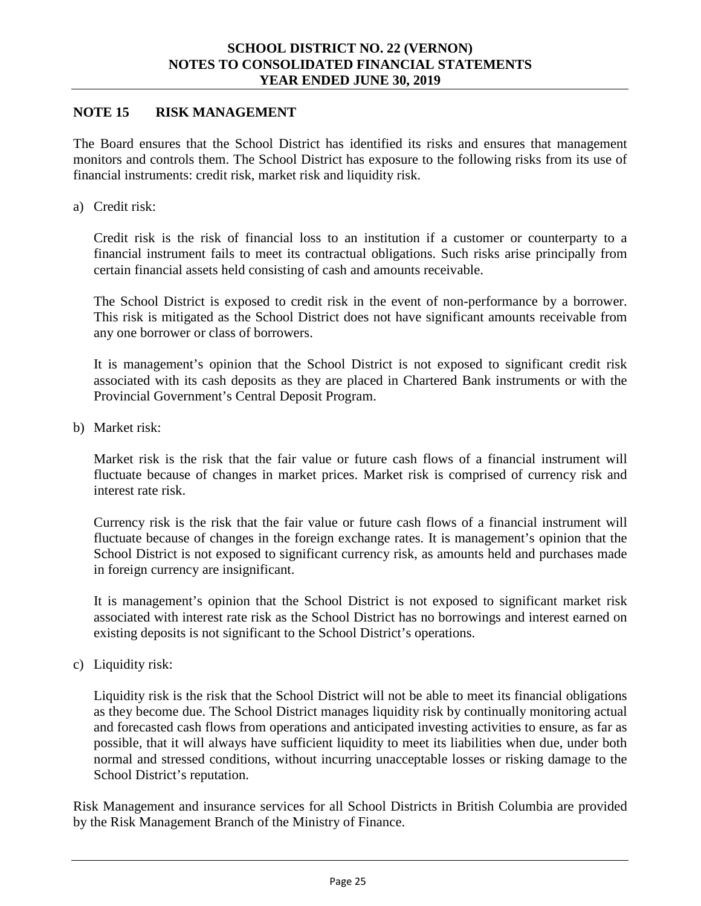## NOTE 15 RISK MANAGEMENT

The Board ensures that the School District has identified its risks and ensures that management monitors and controls them. The School District has exposure to the following risks from its use of financial instruments: credit risk, market risk and liquidity risk.

a) Credit risk:

   Credit risk is the risk of financial loss to an institution if a customer or counterparty to a financial instrument fails to meet its contractual obligations. Such risks arise principally from certain financial assets held consisting of cash and amounts receivable.

   The School District is exposed to credit risk in the event of non-performance by a borrower. This risk is mitigated as the School District does not have significant amounts receivable from any one borrower or class of borrowers.

   It is management's opinion that the School District is not exposed to significant credit risk associated with its cash deposits as they are placed in Chartered Bank instruments or with the Provincial Government's Central Deposit Program.

b) Market risk:

   Market risk is the risk that the fair value or future cash flows of a financial instrument will fluctuate because of changes in market prices. Market risk is comprised of currency risk and interest rate risk.

   Currency risk is the risk that the fair value or future cash flows of a financial instrument will fluctuate because of changes in the foreign exchange rates. It is management's opinion that the School District is not exposed to significant currency risk, as amounts held and purchases made in foreign currency are insignificant.

   It is management's opinion that the School District is not exposed to significant market risk associated with interest rate risk as the School District has no borrowings and interest earned on existing deposits is not significant to the School District's operations.

c) Liquidity risk:

   Liquidity risk is the risk that the School District will not be able to meet its financial obligations as they become due. The School District manages liquidity risk by continually monitoring actual and forecasted cash flows from operations and anticipated investing activities to ensure, as far as possible, that it will always have sufficient liquidity to meet its liabilities when due, under both normal and stressed conditions, without incurring unacceptable losses or risking damage to the School District's reputation.

Risk Management and insurance services for all School Districts in British Columbia are provided by the Risk Management Branch of the Ministry of Finance.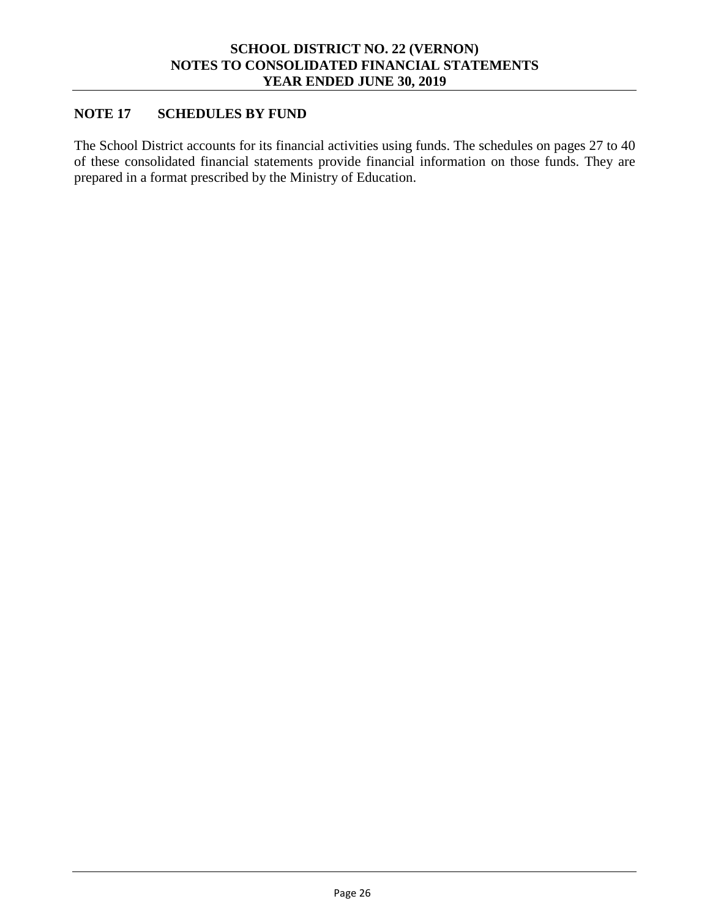## NOTE 17 SCHEDULES BY FUND

The School District accounts for its financial activities using funds. The schedules on pages 27 to 40 of these consolidated financial statements provide financial information on those funds. They are prepared in a format prescribed by the Ministry of Education.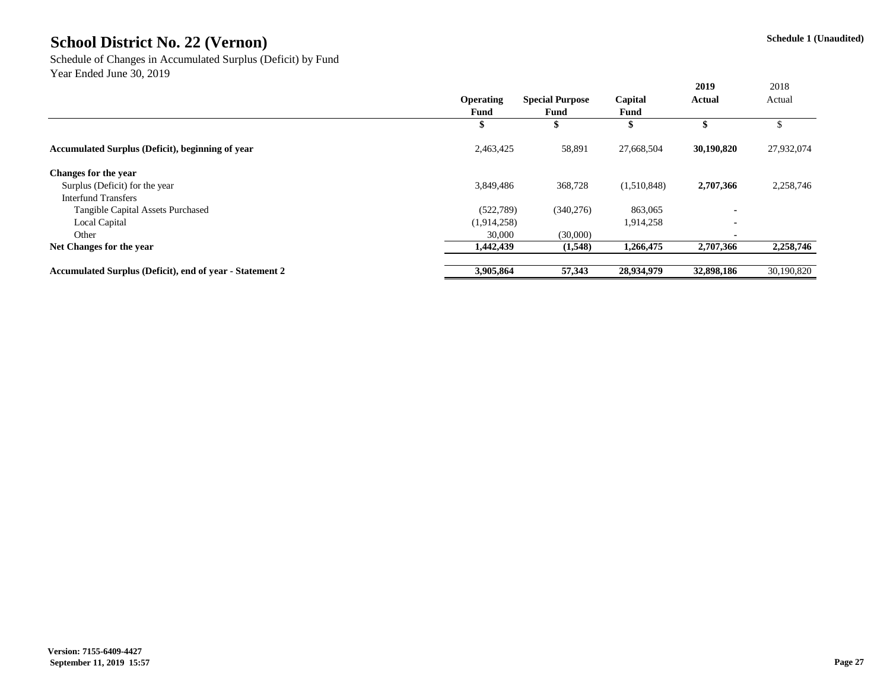# School District No. 22 (Vernon)

**Schedule 1 (Unaudited)**

Schedule of Changes in Accumulated Surplus (Deficit) by Fund
Year Ended June 30, 2019

| | Operating Fund | Special Purpose Fund | Capital Fund | 2019 Actual | 2018 Actual |
|---|---|---|---|---|---|
| | $ | $ | $ | $ | $ |
| **Accumulated Surplus (Deficit), beginning of year** | 2,463,425 | 58,891 | 27,668,504 | **30,190,820** | 27,932,074 |
| **Changes for the year** | | | | | |
| Surplus (Deficit) for the year | 3,849,486 | 368,728 | (1,510,848) | **2,707,366** | 2,258,746 |
| Interfund Transfers | | | | | |
| Tangible Capital Assets Purchased | (522,789) | (340,276) | 863,065 | - | |
| Local Capital | (1,914,258) | | 1,914,258 | - | |
| Other | 30,000 | (30,000) | | - | |
| **Net Changes for the year** | **1,442,439** | **(1,548)** | **1,266,475** | **2,707,366** | **2,258,746** |
| **Accumulated Surplus (Deficit), end of year - Statement 2** | **3,905,864** | **57,343** | **28,934,979** | **32,898,186** | 30,190,820 |

**Version: 7155-6409-4427**
**September 11, 2019 15:57**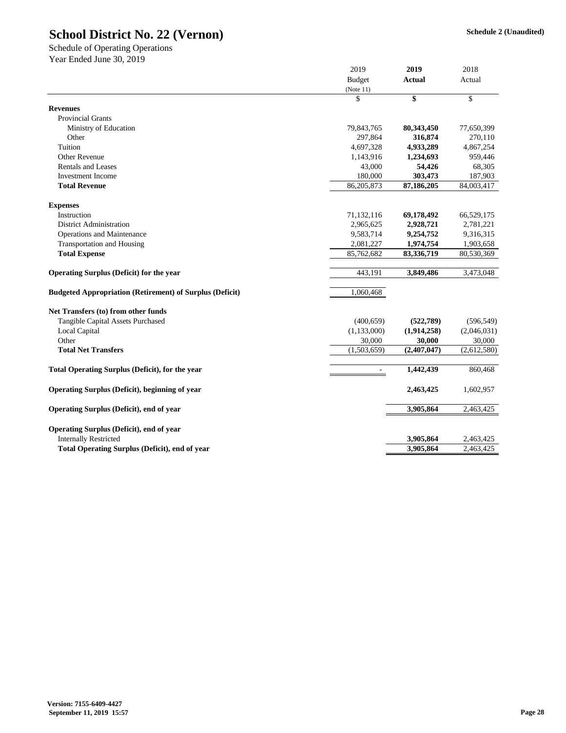# School District No. 22 (Vernon)

**Schedule 2 (Unaudited)**

Schedule of Operating Operations
Year Ended June 30, 2019

| | 2019 Budget (Note 11) | **2019 Actual** | 2018 Actual |
|---|---|---|---|
| | $ | **$** | $ |
| **Revenues** | | | |
| Provincial Grants | | | |
| Ministry of Education | 79,843,765 | **80,343,450** | 77,650,399 |
| Other | 297,864 | **316,874** | 270,110 |
| Tuition | 4,697,328 | **4,933,289** | 4,867,254 |
| Other Revenue | 1,143,916 | **1,234,693** | 959,446 |
| Rentals and Leases | 43,000 | **54,426** | 68,305 |
| Investment Income | 180,000 | **303,473** | 187,903 |
| **Total Revenue** | 86,205,873 | **87,186,205** | 84,003,417 |
| | | | |
| **Expenses** | | | |
| Instruction | 71,132,116 | **69,178,492** | 66,529,175 |
| District Administration | 2,965,625 | **2,928,721** | 2,781,221 |
| Operations and Maintenance | 9,583,714 | **9,254,752** | 9,316,315 |
| Transportation and Housing | 2,081,227 | **1,974,754** | 1,903,658 |
| **Total Expense** | 85,762,682 | **83,336,719** | 80,530,369 |
| | | | |
| **Operating Surplus (Deficit) for the year** | 443,191 | **3,849,486** | 3,473,048 |
| | | | |
| **Budgeted Appropriation (Retirement) of Surplus (Deficit)** | 1,060,468 | | |
| | | | |
| **Net Transfers (to) from other funds** | | | |
| Tangible Capital Assets Purchased | (400,659) | **(522,789)** | (596,549) |
| Local Capital | (1,133,000) | **(1,914,258)** | (2,046,031) |
| Other | 30,000 | **30,000** | 30,000 |
| **Total Net Transfers** | (1,503,659) | **(2,407,047)** | (2,612,580) |
| | | | |
| **Total Operating Surplus (Deficit), for the year** | - | **1,442,439** | 860,468 |
| | | | |
| **Operating Surplus (Deficit), beginning of year** | | **2,463,425** | 1,602,957 |
| | | | |
| **Operating Surplus (Deficit), end of year** | | **3,905,864** | 2,463,425 |
| | | | |
| **Operating Surplus (Deficit), end of year** | | | |
| Internally Restricted | | **3,905,864** | 2,463,425 |
| **Total Operating Surplus (Deficit), end of year** | | **3,905,864** | 2,463,425 |

**Version: 7155-6409-4427**
**September 11, 2019 15:57**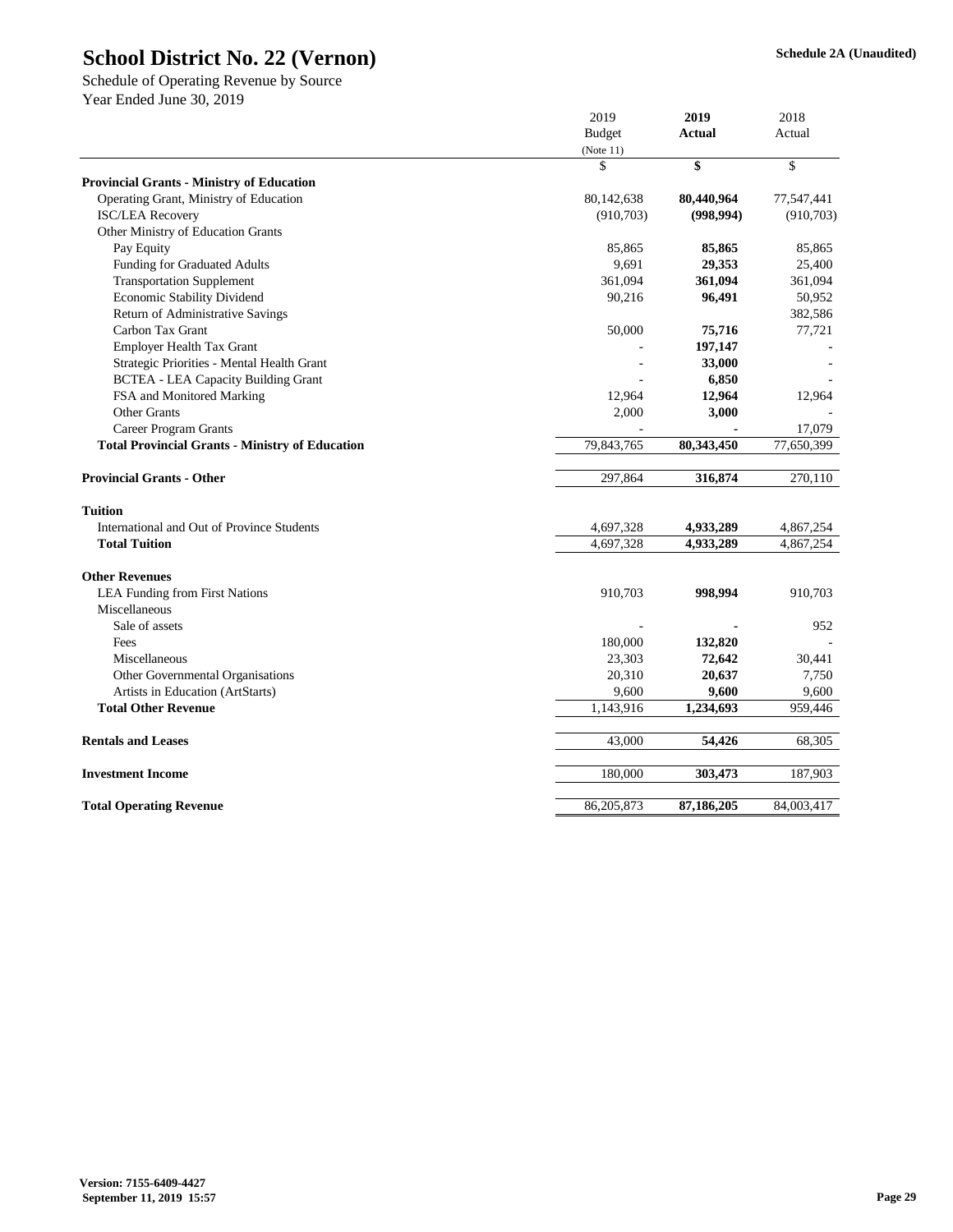# School District No. 22 (Vernon)

Schedule 2A (Unaudited)

Schedule of Operating Revenue by Source
Year Ended June 30, 2019

| | 2019 Budget (Note 11) | **2019 Actual** | 2018 Actual |
|---|---|---|---|
| | $ | **$** | $ |
| **Provincial Grants - Ministry of Education** | | | |
| Operating Grant, Ministry of Education | 80,142,638 | **80,440,964** | 77,547,441 |
| ISC/LEA Recovery | (910,703) | **(998,994)** | (910,703) |
| Other Ministry of Education Grants | | | |
| Pay Equity | 85,865 | **85,865** | 85,865 |
| Funding for Graduated Adults | 9,691 | **29,353** | 25,400 |
| Transportation Supplement | 361,094 | **361,094** | 361,094 |
| Economic Stability Dividend | 90,216 | **96,491** | 50,952 |
| Return of Administrative Savings | | | 382,586 |
| Carbon Tax Grant | 50,000 | **75,716** | 77,721 |
| Employer Health Tax Grant | - | **197,147** | - |
| Strategic Priorities - Mental Health Grant | - | **33,000** | - |
| BCTEA - LEA Capacity Building Grant | - | **6,850** | - |
| FSA and Monitored Marking | 12,964 | **12,964** | 12,964 |
| Other Grants | 2,000 | **3,000** | - |
| Career Program Grants | - | **-** | 17,079 |
| **Total Provincial Grants - Ministry of Education** | 79,843,765 | **80,343,450** | 77,650,399 |
| | | | |
| **Provincial Grants - Other** | 297,864 | **316,874** | 270,110 |
| | | | |
| **Tuition** | | | |
| International and Out of Province Students | 4,697,328 | **4,933,289** | 4,867,254 |
| **Total Tuition** | 4,697,328 | **4,933,289** | 4,867,254 |
| | | | |
| **Other Revenues** | | | |
| LEA Funding from First Nations | 910,703 | **998,994** | 910,703 |
| Miscellaneous | | | |
| Sale of assets | - | **-** | 952 |
| Fees | 180,000 | **132,820** | - |
| Miscellaneous | 23,303 | **72,642** | 30,441 |
| Other Governmental Organisations | 20,310 | **20,637** | 7,750 |
| Artists in Education (ArtStarts) | 9,600 | **9,600** | 9,600 |
| **Total Other Revenue** | 1,143,916 | **1,234,693** | 959,446 |
| | | | |
| **Rentals and Leases** | 43,000 | **54,426** | 68,305 |
| | | | |
| **Investment Income** | 180,000 | **303,473** | 187,903 |
| | | | |
| **Total Operating Revenue** | 86,205,873 | **87,186,205** | 84,003,417 |

**Version: 7155-6409-4427**
**September 11, 2019 15:57**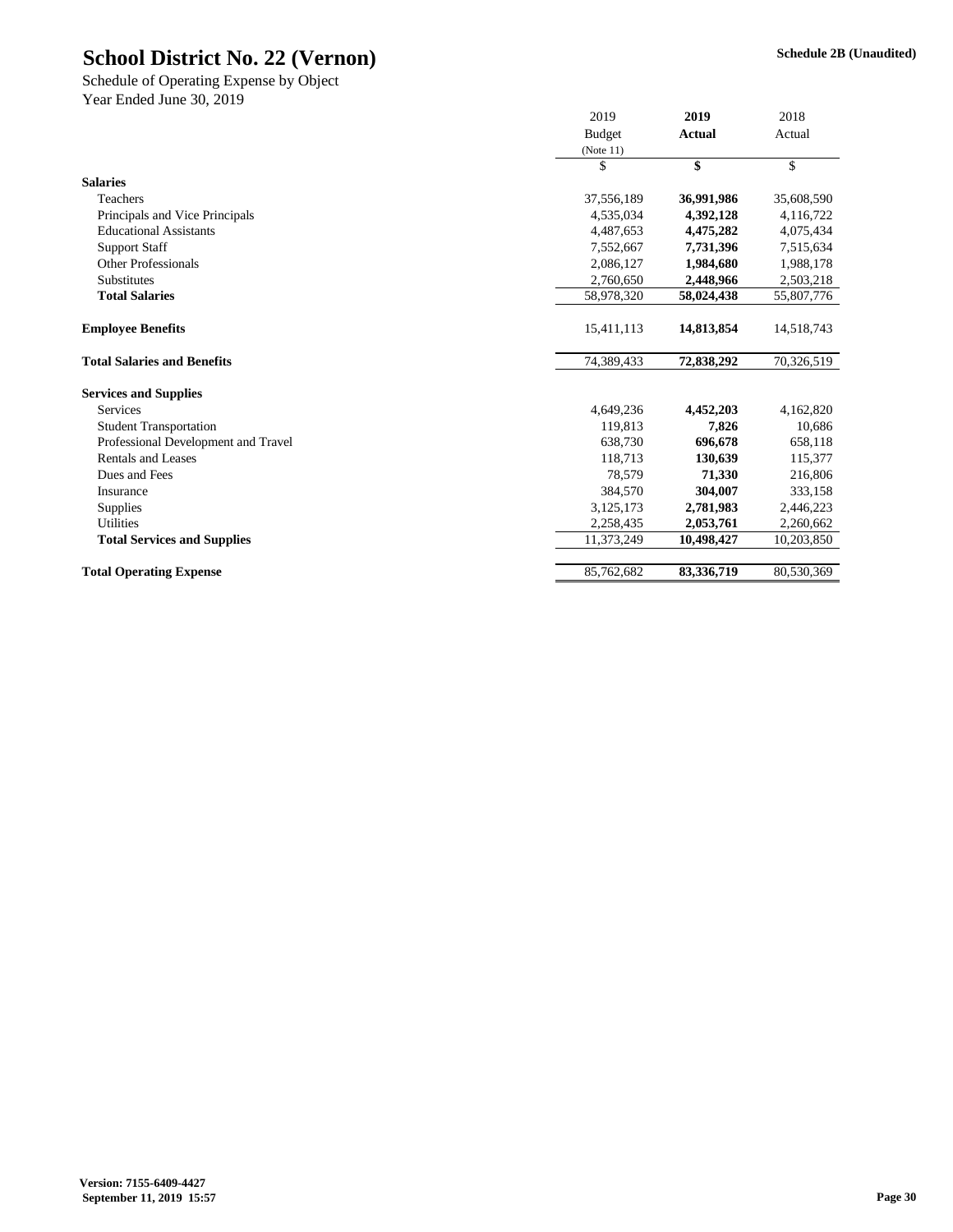# School District No. 22 (Vernon)

**Schedule 2B (Unaudited)**

Schedule of Operating Expense by Object
Year Ended June 30, 2019

| | 2019 Budget (Note 11) | **2019 Actual** | 2018 Actual |
|---|---|---|---|
| | $ | **$** | $ |
| **Salaries** | | | |
| Teachers | 37,556,189 | **36,991,986** | 35,608,590 |
| Principals and Vice Principals | 4,535,034 | **4,392,128** | 4,116,722 |
| Educational Assistants | 4,487,653 | **4,475,282** | 4,075,434 |
| Support Staff | 7,552,667 | **7,731,396** | 7,515,634 |
| Other Professionals | 2,086,127 | **1,984,680** | 1,988,178 |
| Substitutes | 2,760,650 | **2,448,966** | 2,503,218 |
| **Total Salaries** | 58,978,320 | **58,024,438** | 55,807,776 |
| **Employee Benefits** | 15,411,113 | **14,813,854** | 14,518,743 |
| **Total Salaries and Benefits** | 74,389,433 | **72,838,292** | 70,326,519 |
| **Services and Supplies** | | | |
| Services | 4,649,236 | **4,452,203** | 4,162,820 |
| Student Transportation | 119,813 | **7,826** | 10,686 |
| Professional Development and Travel | 638,730 | **696,678** | 658,118 |
| Rentals and Leases | 118,713 | **130,639** | 115,377 |
| Dues and Fees | 78,579 | **71,330** | 216,806 |
| Insurance | 384,570 | **304,007** | 333,158 |
| Supplies | 3,125,173 | **2,781,983** | 2,446,223 |
| Utilities | 2,258,435 | **2,053,761** | 2,260,662 |
| **Total Services and Supplies** | 11,373,249 | **10,498,427** | 10,203,850 |
| **Total Operating Expense** | 85,762,682 | **83,336,719** | 80,530,369 |

**Version: 7155-6409-4427**
**September 11, 2019 15:57**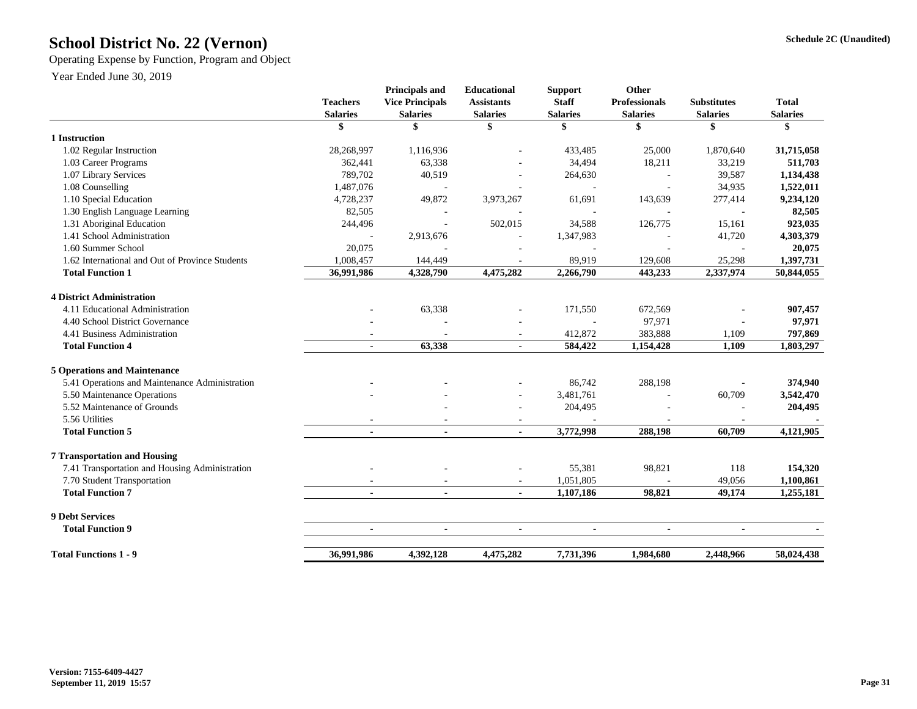# School District No. 22 (Vernon)

Schedule 2C (Unaudited)

Operating Expense by Function, Program and Object

Year Ended June 30, 2019

| | Teachers Salaries | Principals and Vice Principals Salaries | Educational Assistants Salaries | Support Staff Salaries | Other Professionals Salaries | Substitutes Salaries | Total Salaries |
|---|---|---|---|---|---|---|---|
| | $ | $ | $ | $ | $ | $ | $ |
| **1 Instruction** | | | | | | | |
| 1.02 Regular Instruction | 28,268,997 | 1,116,936 | - | 433,485 | 25,000 | 1,870,640 | **31,715,058** |
| 1.03 Career Programs | 362,441 | 63,338 | - | 34,494 | 18,211 | 33,219 | **511,703** |
| 1.07 Library Services | 789,702 | 40,519 | - | 264,630 | - | 39,587 | **1,134,438** |
| 1.08 Counselling | 1,487,076 | - | - | - | - | 34,935 | **1,522,011** |
| 1.10 Special Education | 4,728,237 | 49,872 | 3,973,267 | 61,691 | 143,639 | 277,414 | **9,234,120** |
| 1.30 English Language Learning | 82,505 | - | - | - | - | - | **82,505** |
| 1.31 Aboriginal Education | 244,496 | - | 502,015 | 34,588 | 126,775 | 15,161 | **923,035** |
| 1.41 School Administration | - | 2,913,676 | - | 1,347,983 | - | 41,720 | **4,303,379** |
| 1.60 Summer School | 20,075 | - | - | - | - | - | **20,075** |
| 1.62 International and Out of Province Students | 1,008,457 | 144,449 | - | 89,919 | 129,608 | 25,298 | **1,397,731** |
| **Total Function 1** | **36,991,986** | **4,328,790** | **4,475,282** | **2,266,790** | **443,233** | **2,337,974** | **50,844,055** |
| **4 District Administration** | | | | | | | |
| 4.11 Educational Administration | - | 63,338 | - | 171,550 | 672,569 | - | **907,457** |
| 4.40 School District Governance | - | - | - | - | 97,971 | - | **97,971** |
| 4.41 Business Administration | - | - | - | 412,872 | 383,888 | 1,109 | **797,869** |
| **Total Function 4** | **-** | **63,338** | **-** | **584,422** | **1,154,428** | **1,109** | **1,803,297** |
| **5 Operations and Maintenance** | | | | | | | |
| 5.41 Operations and Maintenance Administration | - | - | - | 86,742 | 288,198 | - | **374,940** |
| 5.50 Maintenance Operations | - | - | - | 3,481,761 | - | 60,709 | **3,542,470** |
| 5.52 Maintenance of Grounds | | - | - | 204,495 | - | - | **204,495** |
| 5.56 Utilities | - | - | - | - | - | - | **-** |
| **Total Function 5** | **-** | **-** | **-** | **3,772,998** | **288,198** | **60,709** | **4,121,905** |
| **7 Transportation and Housing** | | | | | | | |
| 7.41 Transportation and Housing Administration | - | - | - | 55,381 | 98,821 | 118 | **154,320** |
| 7.70 Student Transportation | - | - | - | 1,051,805 | - | 49,056 | **1,100,861** |
| **Total Function 7** | **-** | **-** | **-** | **1,107,186** | **98,821** | **49,174** | **1,255,181** |
| **9 Debt Services** | | | | | | | |
| **Total Function 9** | **-** | **-** | **-** | **-** | **-** | **-** | **-** |
| **Total Functions 1 - 9** | **36,991,986** | **4,392,128** | **4,475,282** | **7,731,396** | **1,984,680** | **2,448,966** | **58,024,438** |

**Version: 7155-6409-4427**
**September 11, 2019 15:57**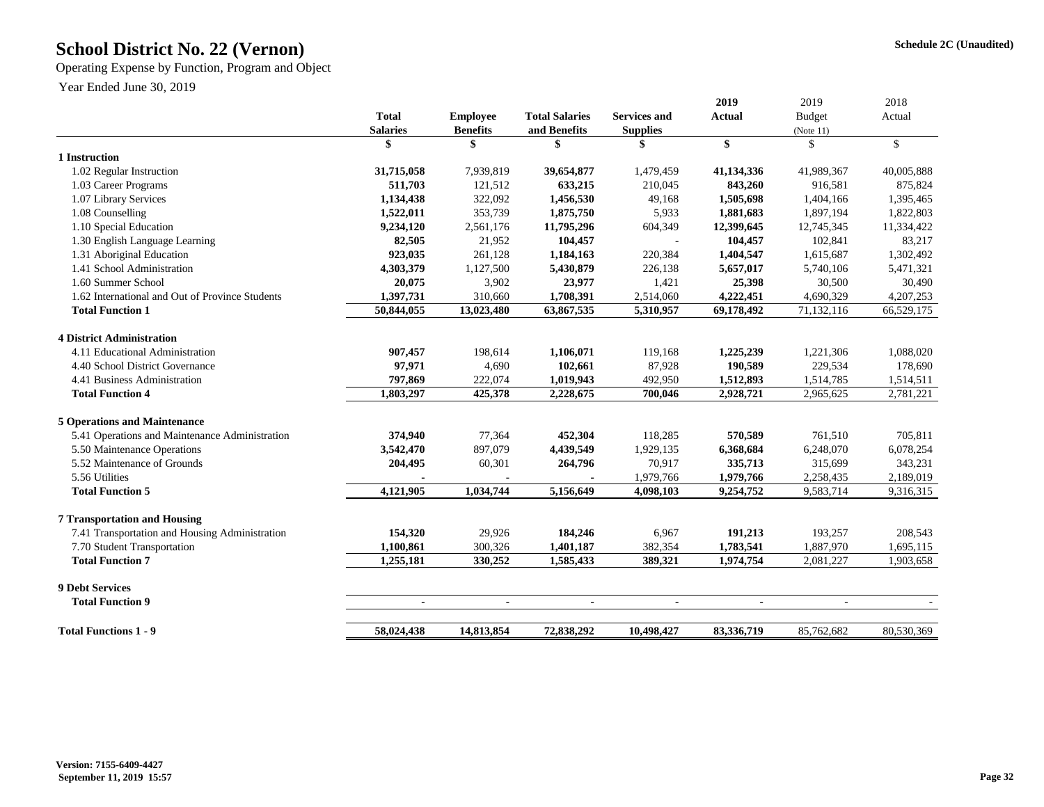# School District No. 22 (Vernon)

Schedule 2C (Unaudited)

Operating Expense by Function, Program and Object

Year Ended June 30, 2019

| | Total Salaries | Employee Benefits | Total Salaries and Benefits | Services and Supplies | 2019 Actual | 2019 Budget (Note 11) | 2018 Actual |
|---|---|---|---|---|---|---|---|
| | $ | $ | $ | $ | $ | $ | $ |
| **1 Instruction** | | | | | | | |
| 1.02 Regular Instruction | **31,715,058** | 7,939,819 | **39,654,877** | 1,479,459 | **41,134,336** | 41,989,367 | 40,005,888 |
| 1.03 Career Programs | **511,703** | 121,512 | **633,215** | 210,045 | **843,260** | 916,581 | 875,824 |
| 1.07 Library Services | **1,134,438** | 322,092 | **1,456,530** | 49,168 | **1,505,698** | 1,404,166 | 1,395,465 |
| 1.08 Counselling | **1,522,011** | 353,739 | **1,875,750** | 5,933 | **1,881,683** | 1,897,194 | 1,822,803 |
| 1.10 Special Education | **9,234,120** | 2,561,176 | **11,795,296** | 604,349 | **12,399,645** | 12,745,345 | 11,334,422 |
| 1.30 English Language Learning | **82,505** | 21,952 | **104,457** | - | **104,457** | 102,841 | 83,217 |
| 1.31 Aboriginal Education | **923,035** | 261,128 | **1,184,163** | 220,384 | **1,404,547** | 1,615,687 | 1,302,492 |
| 1.41 School Administration | **4,303,379** | 1,127,500 | **5,430,879** | 226,138 | **5,657,017** | 5,740,106 | 5,471,321 |
| 1.60 Summer School | **20,075** | 3,902 | **23,977** | 1,421 | **25,398** | 30,500 | 30,490 |
| 1.62 International and Out of Province Students | **1,397,731** | 310,660 | **1,708,391** | 2,514,060 | **4,222,451** | 4,690,329 | 4,207,253 |
| **Total Function 1** | **50,844,055** | **13,023,480** | **63,867,535** | **5,310,957** | **69,178,492** | 71,132,116 | 66,529,175 |
| **4 District Administration** | | | | | | | |
| 4.11 Educational Administration | **907,457** | 198,614 | **1,106,071** | 119,168 | **1,225,239** | 1,221,306 | 1,088,020 |
| 4.40 School District Governance | **97,971** | 4,690 | **102,661** | 87,928 | **190,589** | 229,534 | 178,690 |
| 4.41 Business Administration | **797,869** | 222,074 | **1,019,943** | 492,950 | **1,512,893** | 1,514,785 | 1,514,511 |
| **Total Function 4** | **1,803,297** | **425,378** | **2,228,675** | **700,046** | **2,928,721** | 2,965,625 | 2,781,221 |
| **5 Operations and Maintenance** | | | | | | | |
| 5.41 Operations and Maintenance Administration | **374,940** | 77,364 | **452,304** | 118,285 | **570,589** | 761,510 | 705,811 |
| 5.50 Maintenance Operations | **3,542,470** | 897,079 | **4,439,549** | 1,929,135 | **6,368,684** | 6,248,070 | 6,078,254 |
| 5.52 Maintenance of Grounds | **204,495** | 60,301 | **264,796** | 70,917 | **335,713** | 315,699 | 343,231 |
| 5.56 Utilities | **-** | - | **-** | 1,979,766 | **1,979,766** | 2,258,435 | 2,189,019 |
| **Total Function 5** | **4,121,905** | **1,034,744** | **5,156,649** | **4,098,103** | **9,254,752** | 9,583,714 | 9,316,315 |
| **7 Transportation and Housing** | | | | | | | |
| 7.41 Transportation and Housing Administration | **154,320** | 29,926 | **184,246** | 6,967 | **191,213** | 193,257 | 208,543 |
| 7.70 Student Transportation | **1,100,861** | 300,326 | **1,401,187** | 382,354 | **1,783,541** | 1,887,970 | 1,695,115 |
| **Total Function 7** | **1,255,181** | **330,252** | **1,585,433** | **389,321** | **1,974,754** | 2,081,227 | 1,903,658 |
| **9 Debt Services** | | | | | | | |
| **Total Function 9** | **-** | **-** | **-** | **-** | **-** | - | - |
| **Total Functions 1 - 9** | **58,024,438** | **14,813,854** | **72,838,292** | **10,498,427** | **83,336,719** | 85,762,682 | 80,530,369 |

**Version: 7155-6409-4427**
**September 11, 2019 15:57**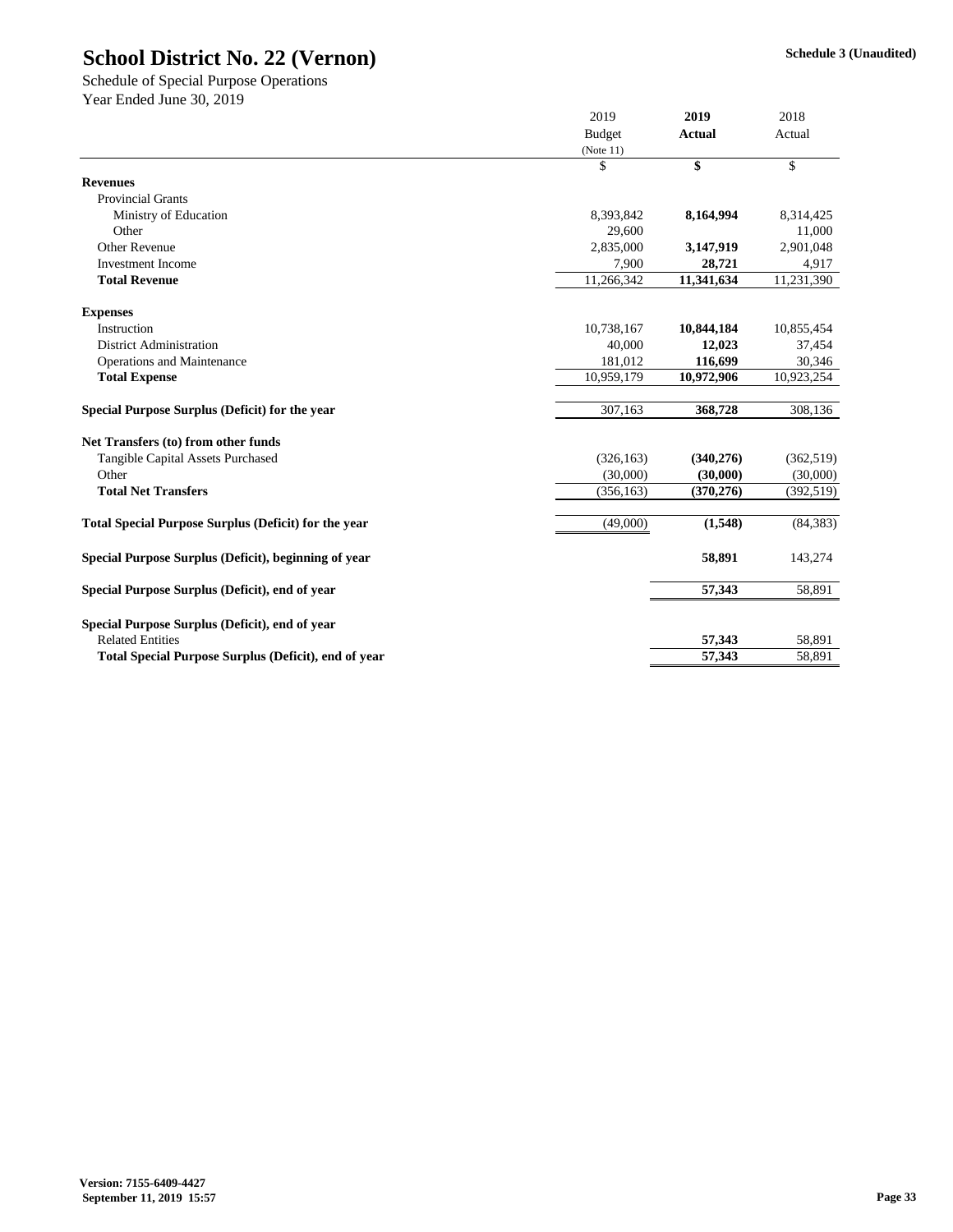# School District No. 22 (Vernon)

**Schedule 3 (Unaudited)**

Schedule of Special Purpose Operations
Year Ended June 30, 2019

| | 2019 Budget (Note 11) | 2019 Actual | 2018 Actual |
|---|---|---|---|
| | $ | $ | $ |
| **Revenues** | | | |
| Provincial Grants | | | |
| Ministry of Education | 8,393,842 | **8,164,994** | 8,314,425 |
| Other | 29,600 | | 11,000 |
| Other Revenue | 2,835,000 | **3,147,919** | 2,901,048 |
| Investment Income | 7,900 | **28,721** | 4,917 |
| **Total Revenue** | 11,266,342 | **11,341,634** | 11,231,390 |
| | | | |
| **Expenses** | | | |
| Instruction | 10,738,167 | **10,844,184** | 10,855,454 |
| District Administration | 40,000 | **12,023** | 37,454 |
| Operations and Maintenance | 181,012 | **116,699** | 30,346 |
| **Total Expense** | 10,959,179 | **10,972,906** | 10,923,254 |
| | | | |
| **Special Purpose Surplus (Deficit) for the year** | 307,163 | **368,728** | 308,136 |
| | | | |
| **Net Transfers (to) from other funds** | | | |
| Tangible Capital Assets Purchased | (326,163) | **(340,276)** | (362,519) |
| Other | (30,000) | **(30,000)** | (30,000) |
| **Total Net Transfers** | (356,163) | **(370,276)** | (392,519) |
| | | | |
| **Total Special Purpose Surplus (Deficit) for the year** | (49,000) | **(1,548)** | (84,383) |
| | | | |
| **Special Purpose Surplus (Deficit), beginning of year** | | **58,891** | 143,274 |
| | | | |
| **Special Purpose Surplus (Deficit), end of year** | | **57,343** | 58,891 |
| | | | |
| **Special Purpose Surplus (Deficit), end of year** | | | |
| Related Entities | | **57,343** | 58,891 |
| **Total Special Purpose Surplus (Deficit), end of year** | | **57,343** | 58,891 |

**Version: 7155-6409-4427**
**September 11, 2019 15:57**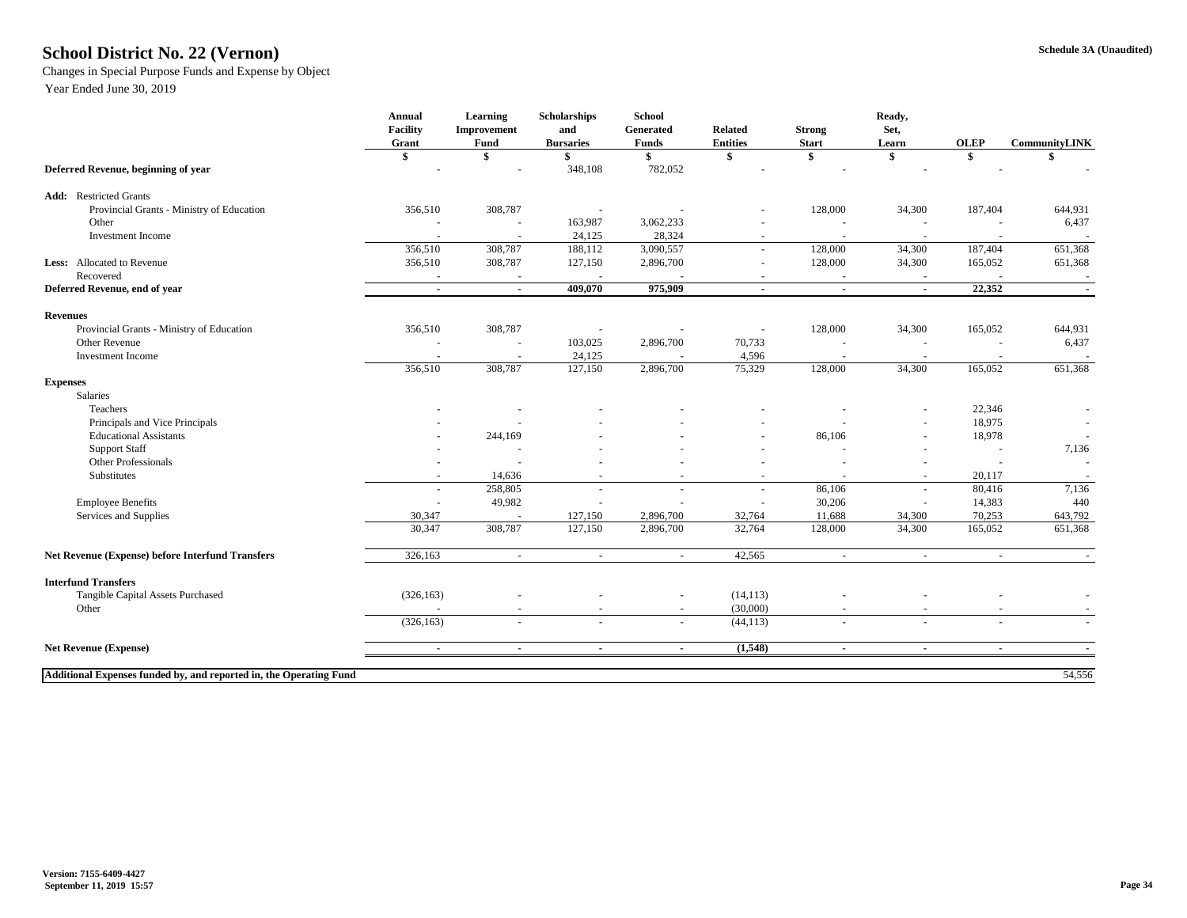# School District No. 22 (Vernon)

Schedule 3A (Unaudited)

Changes in Special Purpose Funds and Expense by Object

Year Ended June 30, 2019

| | Annual Facility Grant | Learning Improvement Fund | Scholarships and Bursaries | School Generated Funds | Related Entities | Strong Start | Ready, Set, Learn | OLEP | CommunityLINK |
|---|---|---|---|---|---|---|---|---|---|
| | $ | $ | $ | $ | $ | $ | $ | $ | $ |
| **Deferred Revenue, beginning of year** | - | - | 348,108 | 782,052 | - | - | - | - | - |
| **Add:** Restricted Grants | | | | | | | | | |
| Provincial Grants - Ministry of Education | 356,510 | 308,787 | - | - | - | 128,000 | 34,300 | 187,404 | 644,931 |
| Other | - | - | 163,987 | 3,062,233 | - | - | - | - | 6,437 |
| Investment Income | - | - | 24,125 | 28,324 | - | - | - | - | - |
| | 356,510 | 308,787 | 188,112 | 3,090,557 | - | 128,000 | 34,300 | 187,404 | 651,368 |
| **Less:** Allocated to Revenue | 356,510 | 308,787 | 127,150 | 2,896,700 | - | 128,000 | 34,300 | 165,052 | 651,368 |
| Recovered | - | - | - | - | - | - | - | - | - |
| **Deferred Revenue, end of year** | **-** | **-** | **409,070** | **975,909** | **-** | **-** | **-** | **22,352** | **-** |
| **Revenues** | | | | | | | | | |
| Provincial Grants - Ministry of Education | 356,510 | 308,787 | - | - | - | 128,000 | 34,300 | 165,052 | 644,931 |
| Other Revenue | - | - | 103,025 | 2,896,700 | 70,733 | - | - | - | 6,437 |
| Investment Income | - | - | 24,125 | - | 4,596 | - | - | - | - |
| | 356,510 | 308,787 | 127,150 | 2,896,700 | 75,329 | 128,000 | 34,300 | 165,052 | 651,368 |
| **Expenses** | | | | | | | | | |
| Salaries | | | | | | | | | |
| Teachers | - | - | - | - | - | - | - | 22,346 | - |
| Principals and Vice Principals | - | - | - | - | - | - | - | 18,975 | - |
| Educational Assistants | - | 244,169 | - | - | - | 86,106 | - | 18,978 | - |
| Support Staff | - | - | - | - | - | - | - | - | 7,136 |
| Other Professionals | - | - | - | - | - | - | - | - | - |
| Substitutes | - | 14,636 | - | - | - | - | - | 20,117 | - |
| | - | 258,805 | - | - | - | 86,106 | - | 80,416 | 7,136 |
| Employee Benefits | - | 49,982 | - | - | - | 30,206 | - | 14,383 | 440 |
| Services and Supplies | 30,347 | - | 127,150 | 2,896,700 | 32,764 | 11,688 | 34,300 | 70,253 | 643,792 |
| | 30,347 | 308,787 | 127,150 | 2,896,700 | 32,764 | 128,000 | 34,300 | 165,052 | 651,368 |
| **Net Revenue (Expense) before Interfund Transfers** | 326,163 | - | - | - | 42,565 | - | - | - | - |
| **Interfund Transfers** | | | | | | | | | |
| Tangible Capital Assets Purchased | (326,163) | - | - | - | (14,113) | - | - | - | - |
| Other | - | - | - | - | (30,000) | - | - | - | - |
| | (326,163) | - | - | - | (44,113) | - | - | - | - |
| **Net Revenue (Expense)** | **-** | **-** | **-** | **-** | **(1,548)** | **-** | **-** | **-** | **-** |
| **Additional Expenses funded by, and reported in, the Operating Fund** | | | | | | | | | 54,556 |

Version: 7155-6409-4427
September 11, 2019 15:57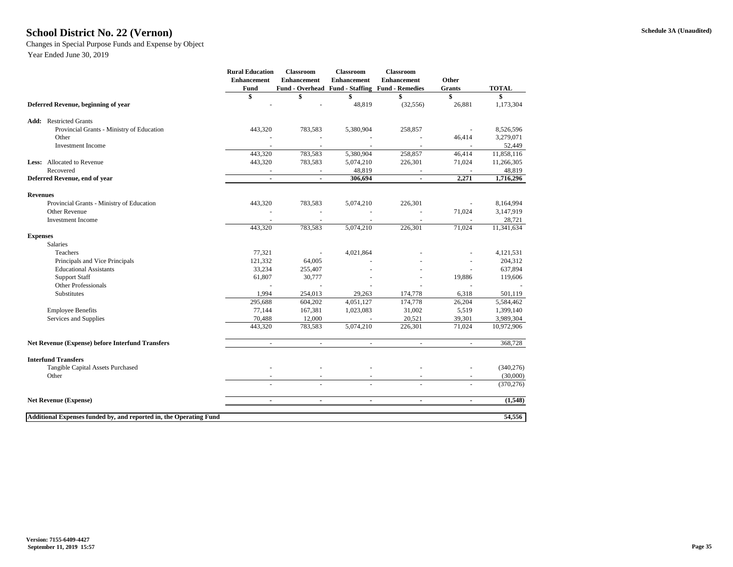# School District No. 22 (Vernon)

Schedule 3A (Unaudited)

Changes in Special Purpose Funds and Expense by Object

Year Ended June 30, 2019

| | Rural Education Enhancement Fund | Classroom Enhancement Fund - Overhead | Classroom Enhancement Fund - Staffing | Classroom Enhancement Fund - Remedies | Other Grants | TOTAL |
|---|---|---|---|---|---|---|
| | $ | $ | $ | $ | $ | $ |
| **Deferred Revenue, beginning of year** | - | - | 48,819 | (32,556) | 26,881 | 1,173,304 |
| **Add:** Restricted Grants | | | | | | |
| Provincial Grants - Ministry of Education | 443,320 | 783,583 | 5,380,904 | 258,857 | - | 8,526,596 |
| Other | - | - | - | - | 46,414 | 3,279,071 |
| Investment Income | - | - | - | - | - | 52,449 |
| | 443,320 | 783,583 | 5,380,904 | 258,857 | 46,414 | 11,858,116 |
| **Less:** Allocated to Revenue | 443,320 | 783,583 | 5,074,210 | 226,301 | 71,024 | 11,266,305 |
| Recovered | - | - | 48,819 | - | - | 48,819 |
| **Deferred Revenue, end of year** | **-** | **-** | **306,694** | **-** | **2,271** | **1,716,296** |
| **Revenues** | | | | | | |
| Provincial Grants - Ministry of Education | 443,320 | 783,583 | 5,074,210 | 226,301 | - | 8,164,994 |
| Other Revenue | - | - | - | - | 71,024 | 3,147,919 |
| Investment Income | - | - | - | - | - | 28,721 |
| | 443,320 | 783,583 | 5,074,210 | 226,301 | 71,024 | 11,341,634 |
| **Expenses** | | | | | | |
| Salaries | | | | | | |
| Teachers | 77,321 | - | 4,021,864 | - | - | 4,121,531 |
| Principals and Vice Principals | 121,332 | 64,005 | - | - | - | 204,312 |
| Educational Assistants | 33,234 | 255,407 | - | - | - | 637,894 |
| Support Staff | 61,807 | 30,777 | - | - | 19,886 | 119,606 |
| Other Professionals | - | - | - | - | - | - |
| Substitutes | 1,994 | 254,013 | 29,263 | 174,778 | 6,318 | 501,119 |
| | 295,688 | 604,202 | 4,051,127 | 174,778 | 26,204 | 5,584,462 |
| Employee Benefits | 77,144 | 167,381 | 1,023,083 | 31,002 | 5,519 | 1,399,140 |
| Services and Supplies | 70,488 | 12,000 | - | 20,521 | 39,301 | 3,989,304 |
| | 443,320 | 783,583 | 5,074,210 | 226,301 | 71,024 | 10,972,906 |
| **Net Revenue (Expense) before Interfund Transfers** | - | - | - | - | - | 368,728 |
| **Interfund Transfers** | | | | | | |
| Tangible Capital Assets Purchased | - | - | - | - | - | (340,276) |
| Other | - | - | - | - | - | (30,000) |
| | - | - | - | - | - | (370,276) |
| **Net Revenue (Expense)** | **-** | **-** | **-** | **-** | **-** | **(1,548)** |
| **Additional Expenses funded by, and reported in, the Operating Fund** | | | | | | **54,556** |

Version: 7155-6409-4427
September 11, 2019 15:57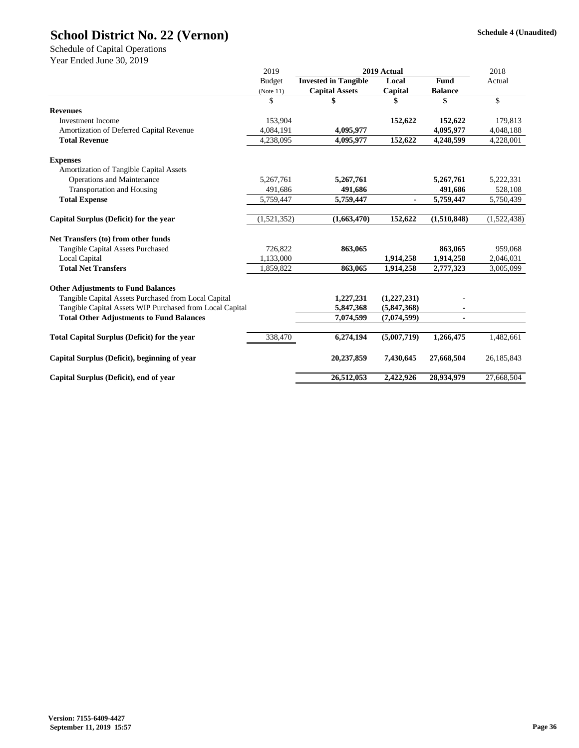# School District No. 22 (Vernon)

Schedule 4 (Unaudited)

Schedule of Capital Operations
Year Ended June 30, 2019

| | 2019 | 2019 Actual | | | 2018 |
|---|---|---|---|---|---|
| | Budget | Invested in Tangible | Local | Fund | Actual |
| | (Note 11) | Capital Assets | Capital | Balance | |
| | $ | $ | $ | $ | $ |
| **Revenues** | | | | | |
| Investment Income | 153,904 | | **152,622** | **152,622** | 179,813 |
| Amortization of Deferred Capital Revenue | 4,084,191 | **4,095,977** | | **4,095,977** | 4,048,188 |
| **Total Revenue** | 4,238,095 | **4,095,977** | **152,622** | **4,248,599** | 4,228,001 |
| **Expenses** | | | | | |
| Amortization of Tangible Capital Assets | | | | | |
| Operations and Maintenance | 5,267,761 | **5,267,761** | | **5,267,761** | 5,222,331 |
| Transportation and Housing | 491,686 | **491,686** | | **491,686** | 528,108 |
| **Total Expense** | 5,759,447 | **5,759,447** | **-** | **5,759,447** | 5,750,439 |
| **Capital Surplus (Deficit) for the year** | (1,521,352) | **(1,663,470)** | **152,622** | **(1,510,848)** | (1,522,438) |
| **Net Transfers (to) from other funds** | | | | | |
| Tangible Capital Assets Purchased | 726,822 | **863,065** | | **863,065** | 959,068 |
| Local Capital | 1,133,000 | | **1,914,258** | **1,914,258** | 2,046,031 |
| **Total Net Transfers** | 1,859,822 | **863,065** | **1,914,258** | **2,777,323** | 3,005,099 |
| **Other Adjustments to Fund Balances** | | | | | |
| Tangible Capital Assets Purchased from Local Capital | | **1,227,231** | **(1,227,231)** | **-** | |
| Tangible Capital Assets WIP Purchased from Local Capital | | **5,847,368** | **(5,847,368)** | **-** | |
| **Total Other Adjustments to Fund Balances** | | **7,074,599** | **(7,074,599)** | **-** | |
| **Total Capital Surplus (Deficit) for the year** | 338,470 | **6,274,194** | **(5,007,719)** | **1,266,475** | 1,482,661 |
| **Capital Surplus (Deficit), beginning of year** | | **20,237,859** | **7,430,645** | **27,668,504** | 26,185,843 |
| **Capital Surplus (Deficit), end of year** | | **26,512,053** | **2,422,926** | **28,934,979** | 27,668,504 |

**Version: 7155-6409-4427**
**September 11, 2019 15:57**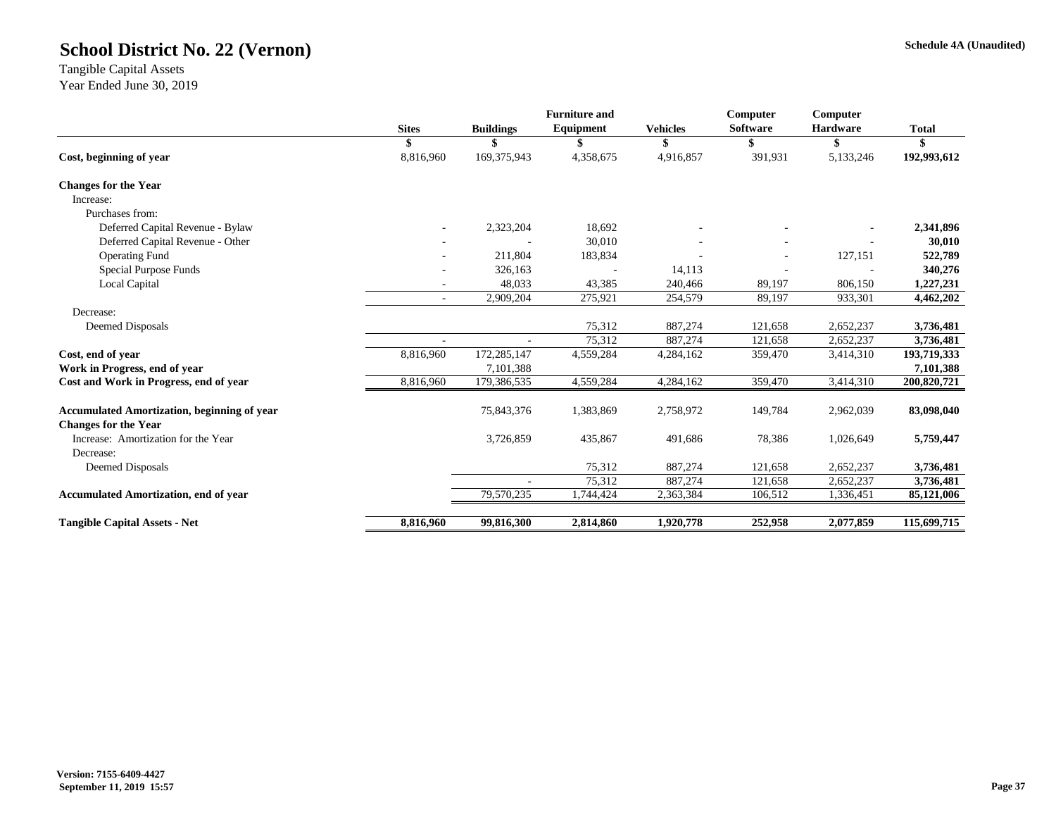# School District No. 22 (Vernon)

Schedule 4A (Unaudited)

Tangible Capital Assets
Year Ended June 30, 2019

| | Sites | Buildings | Furniture and Equipment | Vehicles | Computer Software | Computer Hardware | Total |
|---|---|---|---|---|---|---|---|
| | $ | $ | $ | $ | $ | $ | $ |
| **Cost, beginning of year** | 8,816,960 | 169,375,943 | 4,358,675 | 4,916,857 | 391,931 | 5,133,246 | **192,993,612** |
| **Changes for the Year** | | | | | | | |
| Increase: | | | | | | | |
| Purchases from: | | | | | | | |
| Deferred Capital Revenue - Bylaw | - | 2,323,204 | 18,692 | - | - | - | **2,341,896** |
| Deferred Capital Revenue - Other | - | - | 30,010 | - | - | - | **30,010** |
| Operating Fund | - | 211,804 | 183,834 | - | - | 127,151 | **522,789** |
| Special Purpose Funds | - | 326,163 | - | 14,113 | - | - | **340,276** |
| Local Capital | - | 48,033 | 43,385 | 240,466 | 89,197 | 806,150 | **1,227,231** |
| | - | 2,909,204 | 275,921 | 254,579 | 89,197 | 933,301 | **4,462,202** |
| Decrease: | | | | | | | |
| Deemed Disposals | | | 75,312 | 887,274 | 121,658 | 2,652,237 | **3,736,481** |
| | - | - | 75,312 | 887,274 | 121,658 | 2,652,237 | **3,736,481** |
| **Cost, end of year** | 8,816,960 | 172,285,147 | 4,559,284 | 4,284,162 | 359,470 | 3,414,310 | **193,719,333** |
| **Work in Progress, end of year** | | 7,101,388 | | | | | **7,101,388** |
| **Cost and Work in Progress, end of year** | 8,816,960 | 179,386,535 | 4,559,284 | 4,284,162 | 359,470 | 3,414,310 | **200,820,721** |
| | | | | | | | |
| **Accumulated Amortization, beginning of year** | | 75,843,376 | 1,383,869 | 2,758,972 | 149,784 | 2,962,039 | **83,098,040** |
| **Changes for the Year** | | | | | | | |
| Increase: Amortization for the Year | | 3,726,859 | 435,867 | 491,686 | 78,386 | 1,026,649 | **5,759,447** |
| Decrease: | | | | | | | |
| Deemed Disposals | | | 75,312 | 887,274 | 121,658 | 2,652,237 | **3,736,481** |
| | | - | 75,312 | 887,274 | 121,658 | 2,652,237 | **3,736,481** |
| **Accumulated Amortization, end of year** | | 79,570,235 | 1,744,424 | 2,363,384 | 106,512 | 1,336,451 | **85,121,006** |
| | | | | | | | |
| **Tangible Capital Assets - Net** | **8,816,960** | **99,816,300** | **2,814,860** | **1,920,778** | **252,958** | **2,077,859** | **115,699,715** |

**Version: 7155-6409-4427**
**September 11, 2019 15:57**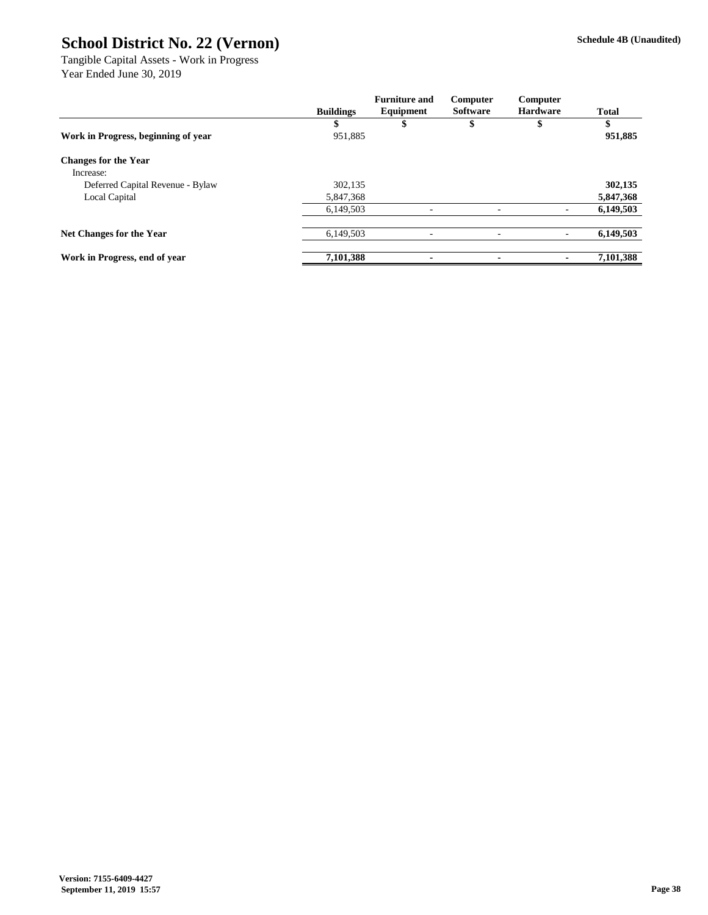# School District No. 22 (Vernon)

**Schedule 4B (Unaudited)**

Tangible Capital Assets - Work in Progress
Year Ended June 30, 2019

| | Buildings | Furniture and Equipment | Computer Software | Computer Hardware | Total |
|---|---|---|---|---|---|
| | $ | $ | $ | $ | $ |
| **Work in Progress, beginning of year** | 951,885 | | | | **951,885** |
| **Changes for the Year** | | | | | |
| Increase: | | | | | |
| Deferred Capital Revenue - Bylaw | 302,135 | | | | **302,135** |
| Local Capital | 5,847,368 | | | | **5,847,368** |
| | 6,149,503 | - | - | - | **6,149,503** |
| **Net Changes for the Year** | 6,149,503 | - | - | - | **6,149,503** |
| **Work in Progress, end of year** | **7,101,388** | **-** | **-** | **-** | **7,101,388** |

**Version: 7155-6409-4427**
**September 11, 2019 15:57**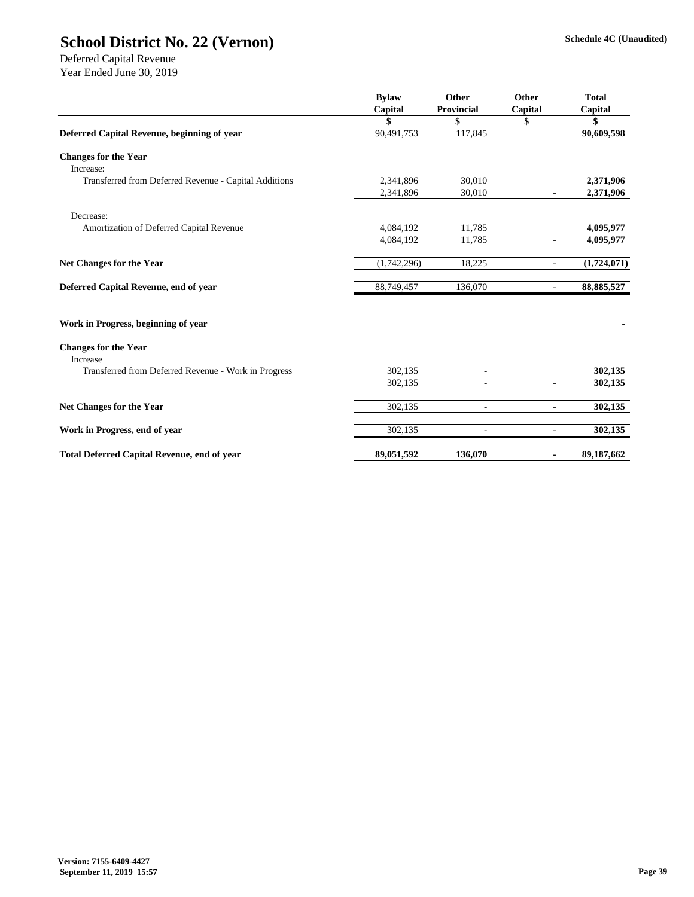# School District No. 22 (Vernon)

Schedule 4C (Unaudited)

Deferred Capital Revenue
Year Ended June 30, 2019

| | Bylaw Capital | Other Provincial | Other Capital | Total Capital |
|---|---|---|---|---|
| | $ | $ | $ | $ |
| **Deferred Capital Revenue, beginning of year** | 90,491,753 | 117,845 | | **90,609,598** |
| **Changes for the Year** | | | | |
| Increase: | | | | |
| Transferred from Deferred Revenue - Capital Additions | 2,341,896 | 30,010 | | **2,371,906** |
| | 2,341,896 | 30,010 | - | **2,371,906** |
| Decrease: | | | | |
| Amortization of Deferred Capital Revenue | 4,084,192 | 11,785 | | **4,095,977** |
| | 4,084,192 | 11,785 | - | **4,095,977** |
| **Net Changes for the Year** | (1,742,296) | 18,225 | - | **(1,724,071)** |
| **Deferred Capital Revenue, end of year** | 88,749,457 | 136,070 | - | **88,885,527** |
| **Work in Progress, beginning of year** | | | | **-** |
| **Changes for the Year** | | | | |
| Increase | | | | |
| Transferred from Deferred Revenue - Work in Progress | 302,135 | - | | **302,135** |
| | 302,135 | - | - | **302,135** |
| **Net Changes for the Year** | 302,135 | - | - | **302,135** |
| **Work in Progress, end of year** | 302,135 | - | - | **302,135** |
| **Total Deferred Capital Revenue, end of year** | **89,051,592** | **136,070** | **-** | **89,187,662** |

**Version: 7155-6409-4427**
**September 11, 2019 15:57**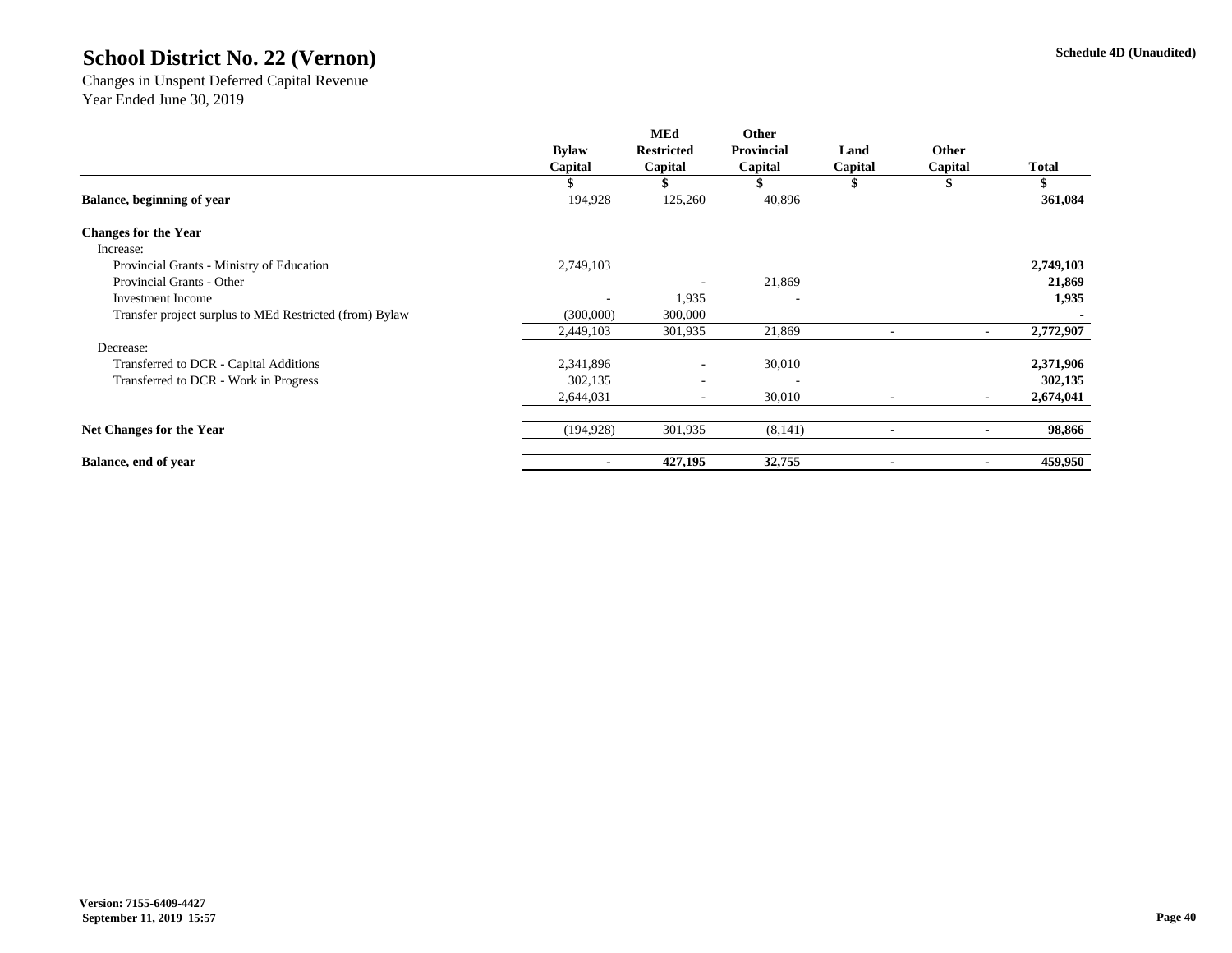# School District No. 22 (Vernon)

Schedule 4D (Unaudited)

Changes in Unspent Deferred Capital Revenue
Year Ended June 30, 2019

| | Bylaw Capital | MEd Restricted Capital | Other Provincial Capital | Land Capital | Other Capital | Total |
|---|---|---|---|---|---|---|
| | $ | $ | $ | $ | $ | $ |
| **Balance, beginning of year** | 194,928 | 125,260 | 40,896 | | | **361,084** |
| **Changes for the Year** | | | | | | |
| Increase: | | | | | | |
| Provincial Grants - Ministry of Education | 2,749,103 | | | | | **2,749,103** |
| Provincial Grants - Other | | - | 21,869 | | | **21,869** |
| Investment Income | - | 1,935 | - | | | **1,935** |
| Transfer project surplus to MEd Restricted (from) Bylaw | (300,000) | 300,000 | | | | **-** |
| | 2,449,103 | 301,935 | 21,869 | - | - | **2,772,907** |
| Decrease: | | | | | | |
| Transferred to DCR - Capital Additions | 2,341,896 | - | 30,010 | | | **2,371,906** |
| Transferred to DCR - Work in Progress | 302,135 | - | - | | | **302,135** |
| | 2,644,031 | - | 30,010 | - | - | **2,674,041** |
| **Net Changes for the Year** | (194,928) | 301,935 | (8,141) | - | - | **98,866** |
| **Balance, end of year** | **-** | **427,195** | **32,755** | **-** | **-** | **459,950** |

**Version: 7155-6409-4427**
**September 11, 2019 15:57**